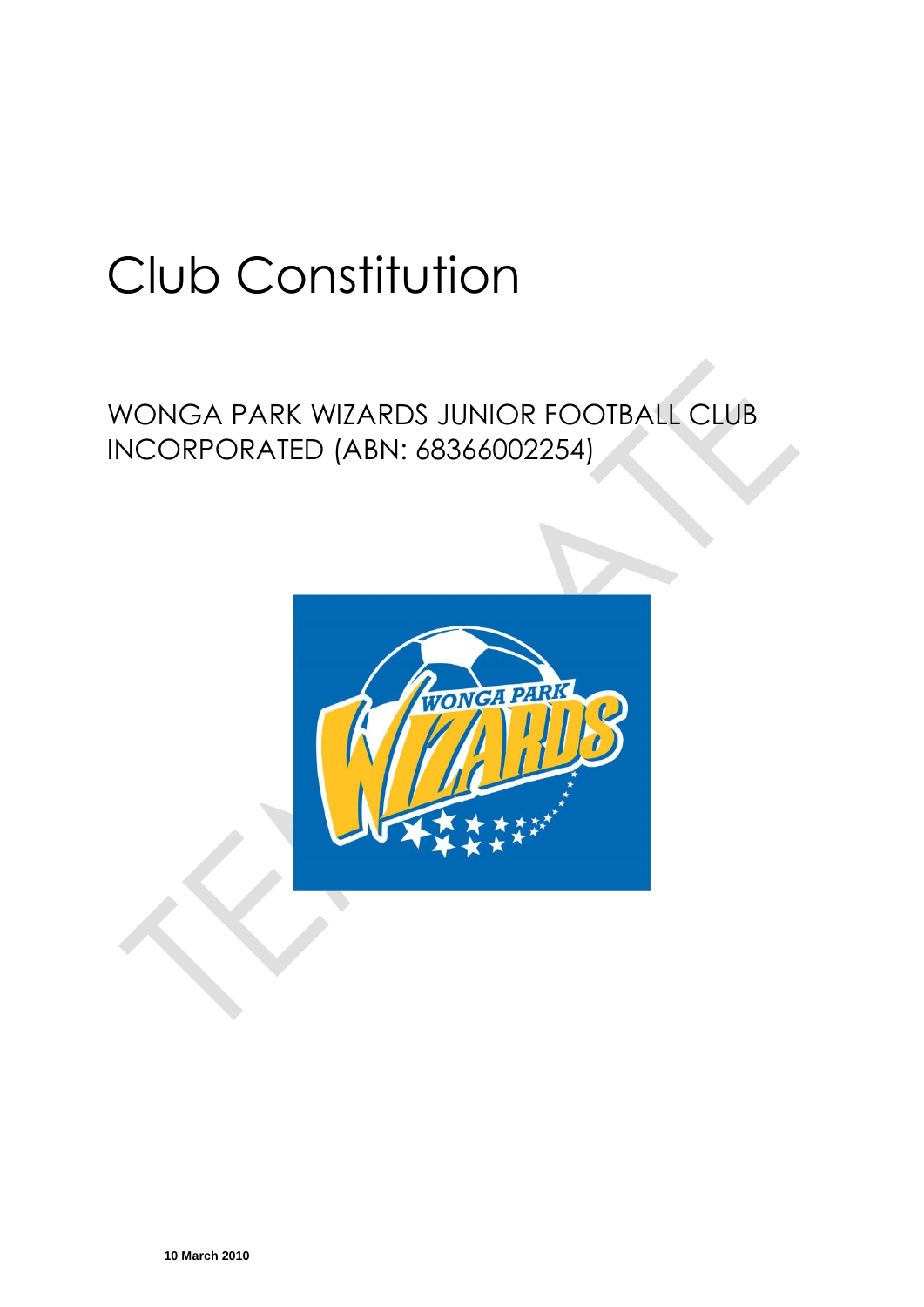# Club Constitution

## WONGA PARK WIZARDS JUNIOR FOOTBALL CLUB INCORPORATED (ABN: 68366002254)

**10 March 2010**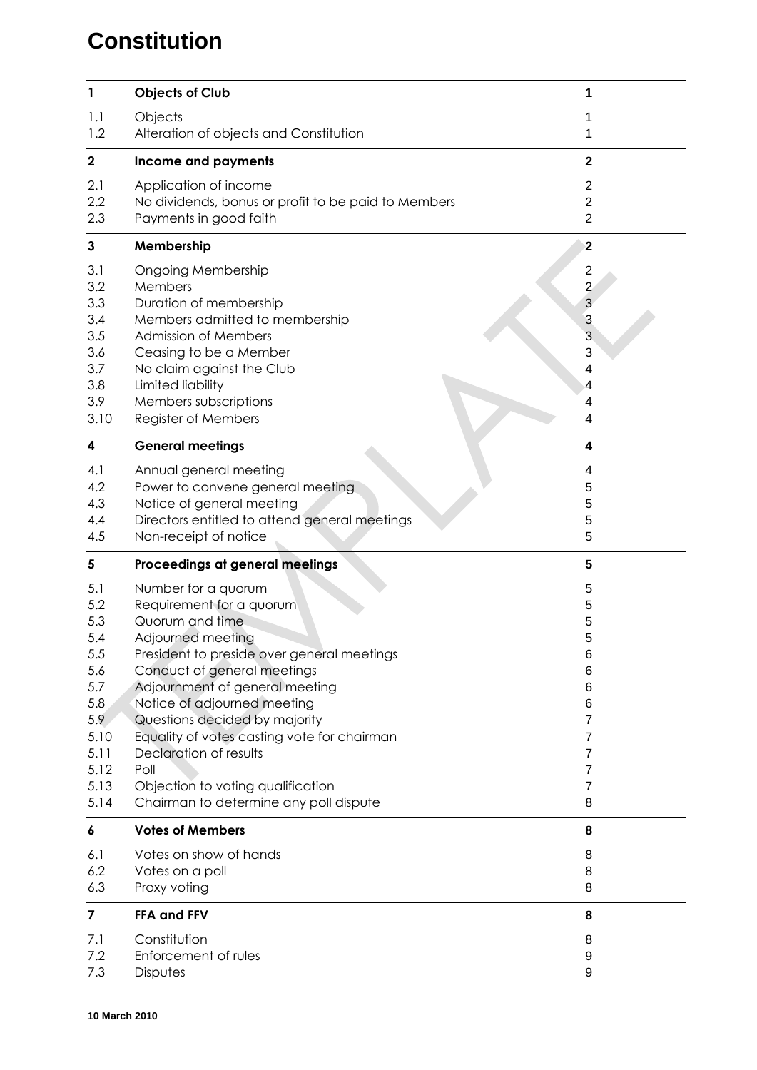# Constitution

| | | |
|---|---|---|
| **1** | **Objects of Club** | **1** |
| 1.1 | Objects | 1 |
| 1.2 | Alteration of objects and Constitution | 1 |
| **2** | **Income and payments** | **2** |
| 2.1 | Application of income | 2 |
| 2.2 | No dividends, bonus or profit to be paid to Members | 2 |
| 2.3 | Payments in good faith | 2 |
| **3** | **Membership** | **2** |
| 3.1 | Ongoing Membership | 2 |
| 3.2 | Members | 2 |
| 3.3 | Duration of membership | 3 |
| 3.4 | Members admitted to membership | 3 |
| 3.5 | Admission of Members | 3 |
| 3.6 | Ceasing to be a Member | 3 |
| 3.7 | No claim against the Club | 4 |
| 3.8 | Limited liability | 4 |
| 3.9 | Members subscriptions | 4 |
| 3.10 | Register of Members | 4 |
| **4** | **General meetings** | **4** |
| 4.1 | Annual general meeting | 4 |
| 4.2 | Power to convene general meeting | 5 |
| 4.3 | Notice of general meeting | 5 |
| 4.4 | Directors entitled to attend general meetings | 5 |
| 4.5 | Non-receipt of notice | 5 |
| **5** | **Proceedings at general meetings** | **5** |
| 5.1 | Number for a quorum | 5 |
| 5.2 | Requirement for a quorum | 5 |
| 5.3 | Quorum and time | 5 |
| 5.4 | Adjourned meeting | 5 |
| 5.5 | President to preside over general meetings | 6 |
| 5.6 | Conduct of general meetings | 6 |
| 5.7 | Adjournment of general meeting | 6 |
| 5.8 | Notice of adjourned meeting | 6 |
| 5.9 | Questions decided by majority | 7 |
| 5.10 | Equality of votes casting vote for chairman | 7 |
| 5.11 | Declaration of results | 7 |
| 5.12 | Poll | 7 |
| 5.13 | Objection to voting qualification | 7 |
| 5.14 | Chairman to determine any poll dispute | 8 |
| **6** | **Votes of Members** | **8** |
| 6.1 | Votes on show of hands | 8 |
| 6.2 | Votes on a poll | 8 |
| 6.3 | Proxy voting | 8 |
| **7** | **FFA and FFV** | **8** |
| 7.1 | Constitution | 8 |
| 7.2 | Enforcement of rules | 9 |
| 7.3 | Disputes | 9 |

**10 March 2010**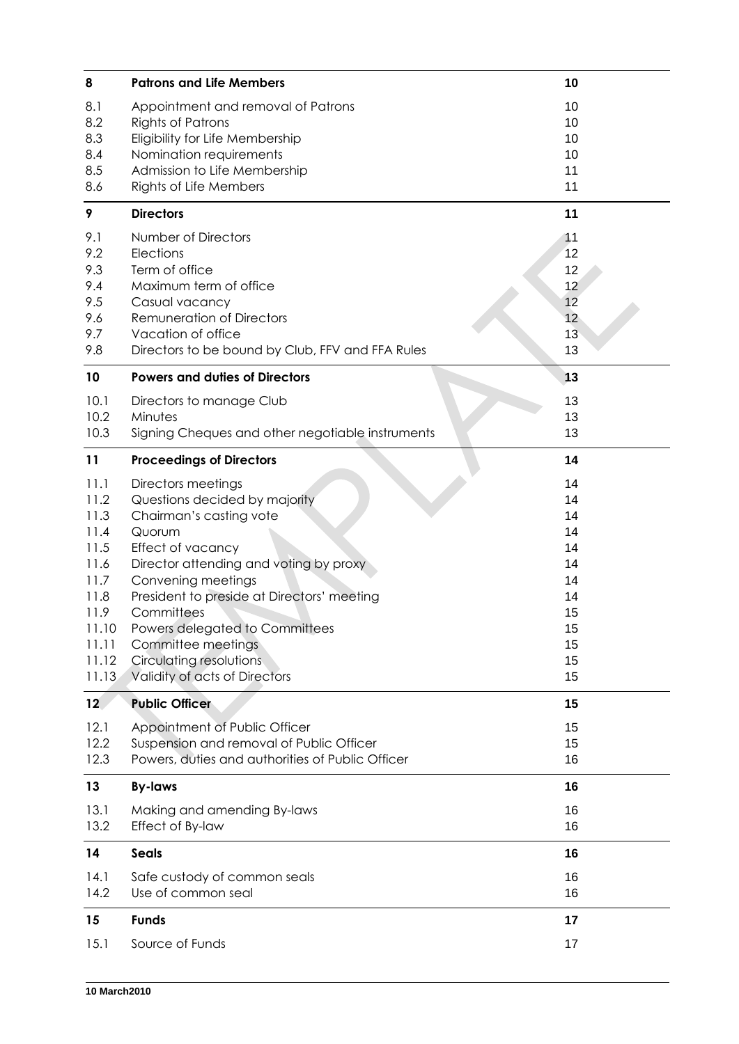| | | |
|---|---|---|
| **8** | **Patrons and Life Members** | **10** |
| 8.1 | Appointment and removal of Patrons | 10 |
| 8.2 | Rights of Patrons | 10 |
| 8.3 | Eligibility for Life Membership | 10 |
| 8.4 | Nomination requirements | 10 |
| 8.5 | Admission to Life Membership | 11 |
| 8.6 | Rights of Life Members | 11 |
| **9** | **Directors** | **11** |
| 9.1 | Number of Directors | 11 |
| 9.2 | Elections | 12 |
| 9.3 | Term of office | 12 |
| 9.4 | Maximum term of office | 12 |
| 9.5 | Casual vacancy | 12 |
| 9.6 | Remuneration of Directors | 12 |
| 9.7 | Vacation of office | 13 |
| 9.8 | Directors to be bound by Club, FFV and FFA Rules | 13 |
| **10** | **Powers and duties of Directors** | **13** |
| 10.1 | Directors to manage Club | 13 |
| 10.2 | Minutes | 13 |
| 10.3 | Signing Cheques and other negotiable instruments | 13 |
| **11** | **Proceedings of Directors** | **14** |
| 11.1 | Directors meetings | 14 |
| 11.2 | Questions decided by majority | 14 |
| 11.3 | Chairman's casting vote | 14 |
| 11.4 | Quorum | 14 |
| 11.5 | Effect of vacancy | 14 |
| 11.6 | Director attending and voting by proxy | 14 |
| 11.7 | Convening meetings | 14 |
| 11.8 | President to preside at Directors' meeting | 14 |
| 11.9 | Committees | 15 |
| 11.10 | Powers delegated to Committees | 15 |
| 11.11 | Committee meetings | 15 |
| 11.12 | Circulating resolutions | 15 |
| 11.13 | Validity of acts of Directors | 15 |
| **12** | **Public Officer** | **15** |
| 12.1 | Appointment of Public Officer | 15 |
| 12.2 | Suspension and removal of Public Officer | 15 |
| 12.3 | Powers, duties and authorities of Public Officer | 16 |
| **13** | **By-laws** | **16** |
| 13.1 | Making and amending By-laws | 16 |
| 13.2 | Effect of By-law | 16 |
| **14** | **Seals** | **16** |
| 14.1 | Safe custody of common seals | 16 |
| 14.2 | Use of common seal | 16 |
| **15** | **Funds** | **17** |
| 15.1 | Source of Funds | 17 |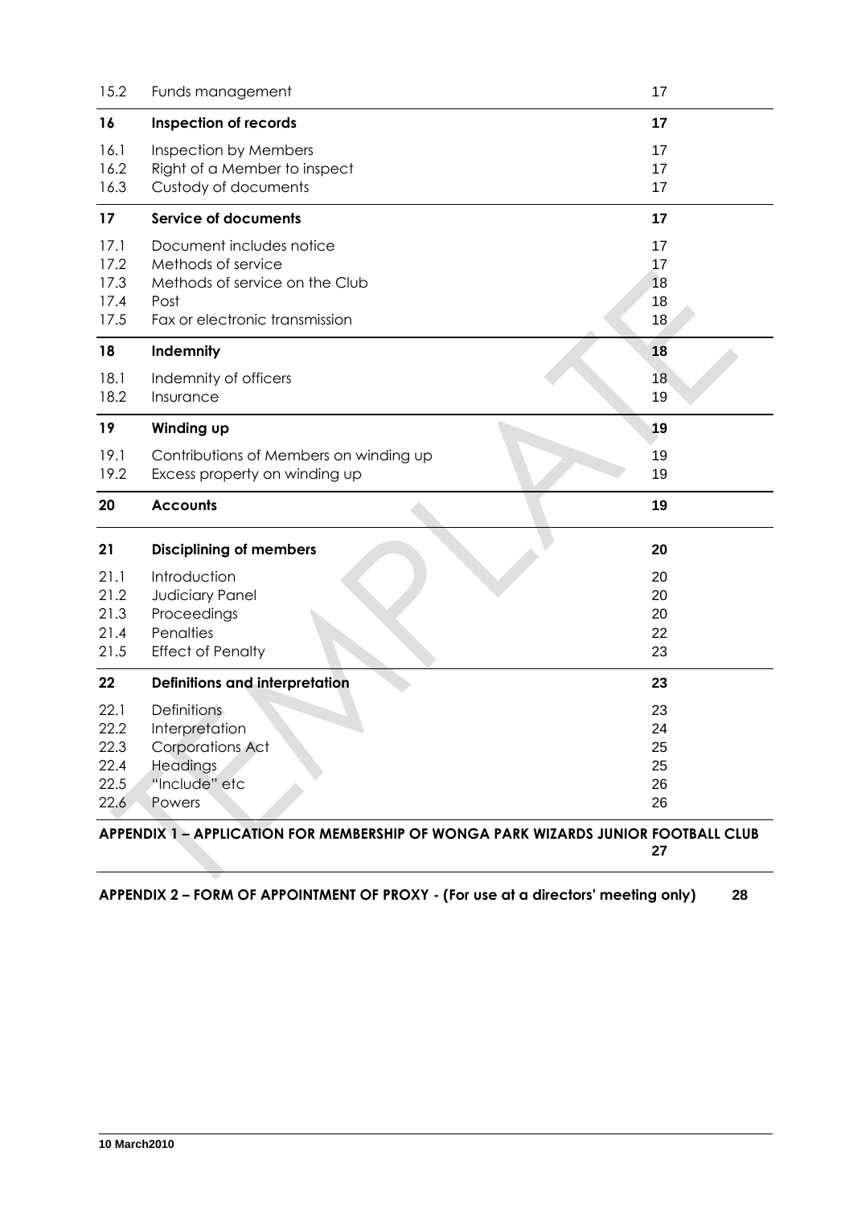| | | |
|---|---|---|
| 15.2 | Funds management | 17 |
| **16** | **Inspection of records** | **17** |
| 16.1 | Inspection by Members | 17 |
| 16.2 | Right of a Member to inspect | 17 |
| 16.3 | Custody of documents | 17 |
| **17** | **Service of documents** | **17** |
| 17.1 | Document includes notice | 17 |
| 17.2 | Methods of service | 17 |
| 17.3 | Methods of service on the Club | 18 |
| 17.4 | Post | 18 |
| 17.5 | Fax or electronic transmission | 18 |
| **18** | **Indemnity** | **18** |
| 18.1 | Indemnity of officers | 18 |
| 18.2 | Insurance | 19 |
| **19** | **Winding up** | **19** |
| 19.1 | Contributions of Members on winding up | 19 |
| 19.2 | Excess property on winding up | 19 |
| **20** | **Accounts** | **19** |
| **21** | **Disciplining of members** | **20** |
| 21.1 | Introduction | 20 |
| 21.2 | Judiciary Panel | 20 |
| 21.3 | Proceedings | 20 |
| 21.4 | Penalties | 22 |
| 21.5 | Effect of Penalty | 23 |
| **22** | **Definitions and interpretation** | **23** |
| 22.1 | Definitions | 23 |
| 22.2 | Interpretation | 24 |
| 22.3 | Corporations Act | 25 |
| 22.4 | Headings | 25 |
| 22.5 | "Include" etc | 26 |
| 22.6 | Powers | 26 |

**APPENDIX 1 – APPLICATION FOR MEMBERSHIP OF WONGA PARK WIZARDS JUNIOR FOOTBALL CLUB** **27**

**APPENDIX 2 – FORM OF APPOINTMENT OF PROXY - (For use at a directors' meeting only)** **28**

**10 March2010**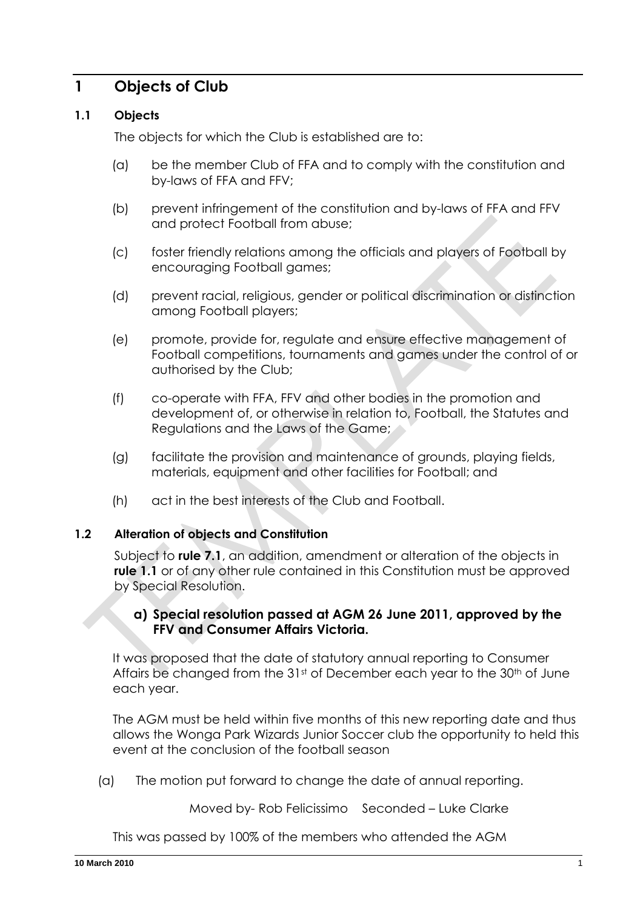# 1 Objects of Club

## 1.1 Objects

The objects for which the Club is established are to:

(a) be the member Club of FFA and to comply with the constitution and by-laws of FFA and FFV;

(b) prevent infringement of the constitution and by-laws of FFA and FFV and protect Football from abuse;

(c) foster friendly relations among the officials and players of Football by encouraging Football games;

(d) prevent racial, religious, gender or political discrimination or distinction among Football players;

(e) promote, provide for, regulate and ensure effective management of Football competitions, tournaments and games under the control of or authorised by the Club;

(f) co-operate with FFA, FFV and other bodies in the promotion and development of, or otherwise in relation to, Football, the Statutes and Regulations and the Laws of the Game;

(g) facilitate the provision and maintenance of grounds, playing fields, materials, equipment and other facilities for Football; and

(h) act in the best interests of the Club and Football.

## 1.2 Alteration of objects and Constitution

Subject to **rule 7.1**, an addition, amendment or alteration of the objects in **rule 1.1** or of any other rule contained in this Constitution must be approved by Special Resolution.

**a) Special resolution passed at AGM 26 June 2011, approved by the FFV and Consumer Affairs Victoria.**

It was proposed that the date of statutory annual reporting to Consumer Affairs be changed from the 31st of December each year to the 30th of June each year.

The AGM must be held within five months of this new reporting date and thus allows the Wonga Park Wizards Junior Soccer club the opportunity to held this event at the conclusion of the football season

(a) The motion put forward to change the date of annual reporting.

Moved by- Rob Felicissimo Seconded – Luke Clarke

This was passed by 100% of the members who attended the AGM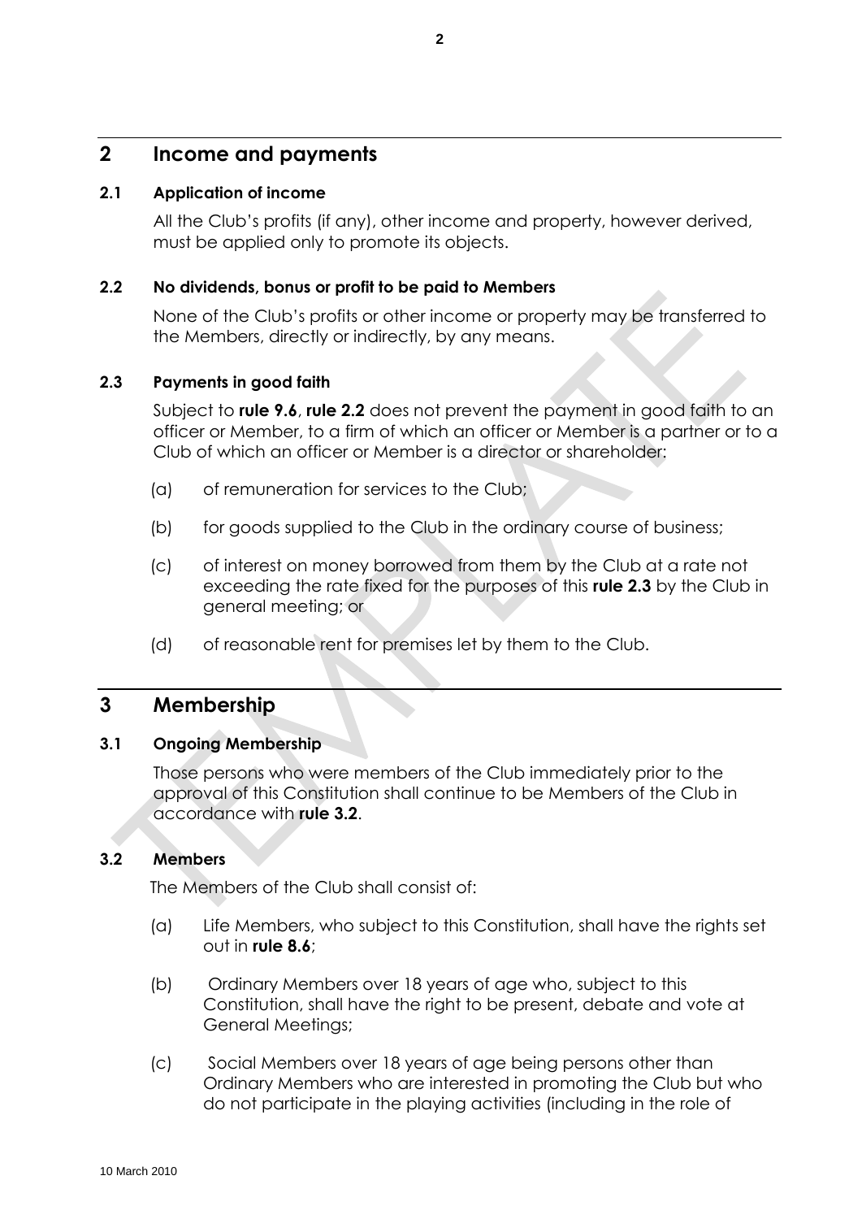## 2 Income and payments

### 2.1 Application of income

All the Club's profits (if any), other income and property, however derived, must be applied only to promote its objects.

### 2.2 No dividends, bonus or profit to be paid to Members

None of the Club's profits or other income or property may be transferred to the Members, directly or indirectly, by any means.

### 2.3 Payments in good faith

Subject to **rule 9.6**, **rule 2.2** does not prevent the payment in good faith to an officer or Member, to a firm of which an officer or Member is a partner or to a Club of which an officer or Member is a director or shareholder:

(a) of remuneration for services to the Club;

(b) for goods supplied to the Club in the ordinary course of business;

(c) of interest on money borrowed from them by the Club at a rate not exceeding the rate fixed for the purposes of this **rule 2.3** by the Club in general meeting; or

(d) of reasonable rent for premises let by them to the Club.

## 3 Membership

### 3.1 Ongoing Membership

Those persons who were members of the Club immediately prior to the approval of this Constitution shall continue to be Members of the Club in accordance with **rule 3.2**.

### 3.2 Members

The Members of the Club shall consist of:

(a) Life Members, who subject to this Constitution, shall have the rights set out in **rule 8.6**;

(b) Ordinary Members over 18 years of age who, subject to this Constitution, shall have the right to be present, debate and vote at General Meetings;

(c) Social Members over 18 years of age being persons other than Ordinary Members who are interested in promoting the Club but who do not participate in the playing activities (including in the role of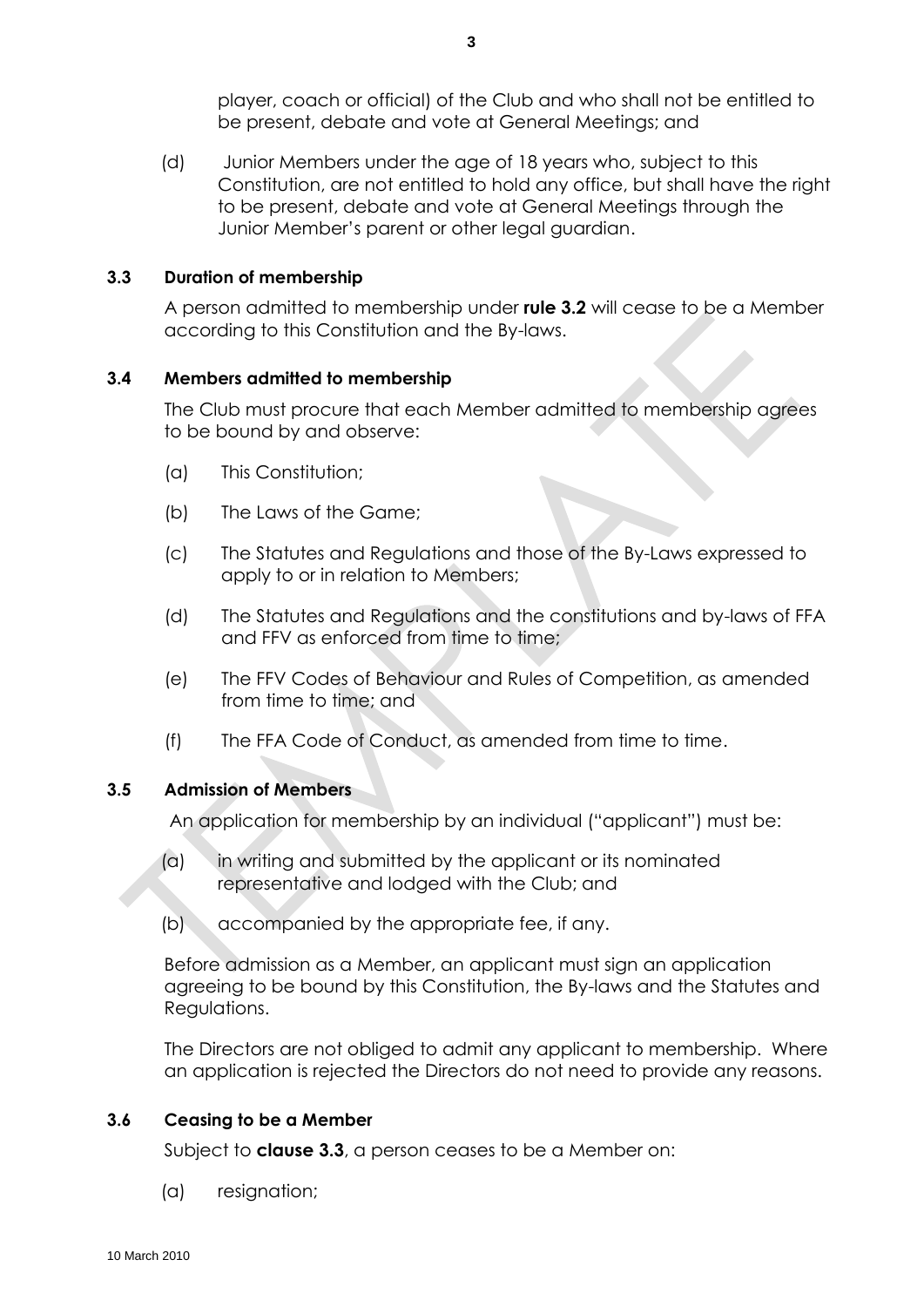player, coach or official) of the Club and who shall not be entitled to be present, debate and vote at General Meetings; and

(d) Junior Members under the age of 18 years who, subject to this Constitution, are not entitled to hold any office, but shall have the right to be present, debate and vote at General Meetings through the Junior Member's parent or other legal guardian.

### 3.3 Duration of membership

A person admitted to membership under **rule 3.2** will cease to be a Member according to this Constitution and the By-laws.

### 3.4 Members admitted to membership

The Club must procure that each Member admitted to membership agrees to be bound by and observe:

(a) This Constitution;

(b) The Laws of the Game;

(c) The Statutes and Regulations and those of the By-Laws expressed to apply to or in relation to Members;

(d) The Statutes and Regulations and the constitutions and by-laws of FFA and FFV as enforced from time to time;

(e) The FFV Codes of Behaviour and Rules of Competition, as amended from time to time; and

(f) The FFA Code of Conduct, as amended from time to time.

### 3.5 Admission of Members

An application for membership by an individual ("applicant") must be:

(a) in writing and submitted by the applicant or its nominated representative and lodged with the Club; and

(b) accompanied by the appropriate fee, if any.

Before admission as a Member, an applicant must sign an application agreeing to be bound by this Constitution, the By-laws and the Statutes and Regulations.

The Directors are not obliged to admit any applicant to membership. Where an application is rejected the Directors do not need to provide any reasons.

### 3.6 Ceasing to be a Member

Subject to **clause 3.3**, a person ceases to be a Member on:

(a) resignation;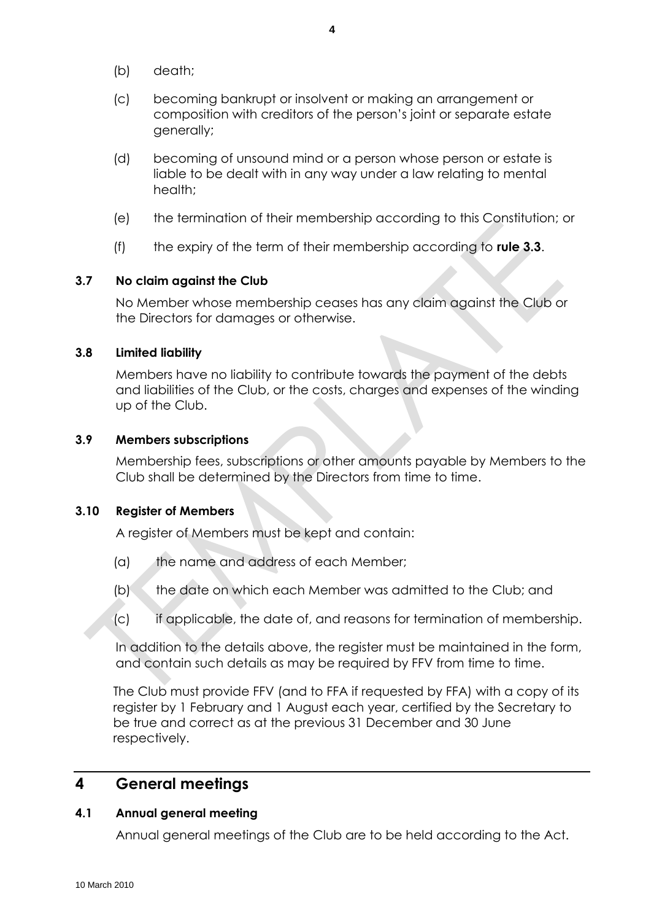(b) death;

(c) becoming bankrupt or insolvent or making an arrangement or composition with creditors of the person's joint or separate estate generally;

(d) becoming of unsound mind or a person whose person or estate is liable to be dealt with in any way under a law relating to mental health;

(e) the termination of their membership according to this Constitution; or

(f) the expiry of the term of their membership according to **rule 3.3**.

### 3.7 No claim against the Club

No Member whose membership ceases has any claim against the Club or the Directors for damages or otherwise.

### 3.8 Limited liability

Members have no liability to contribute towards the payment of the debts and liabilities of the Club, or the costs, charges and expenses of the winding up of the Club.

### 3.9 Members subscriptions

Membership fees, subscriptions or other amounts payable by Members to the Club shall be determined by the Directors from time to time.

### 3.10 Register of Members

A register of Members must be kept and contain:

(a) the name and address of each Member;

(b) the date on which each Member was admitted to the Club; and

(c) if applicable, the date of, and reasons for termination of membership.

In addition to the details above, the register must be maintained in the form, and contain such details as may be required by FFV from time to time.

The Club must provide FFV (and to FFA if requested by FFA) with a copy of its register by 1 February and 1 August each year, certified by the Secretary to be true and correct as at the previous 31 December and 30 June respectively.

## 4 General meetings

### 4.1 Annual general meeting

Annual general meetings of the Club are to be held according to the Act.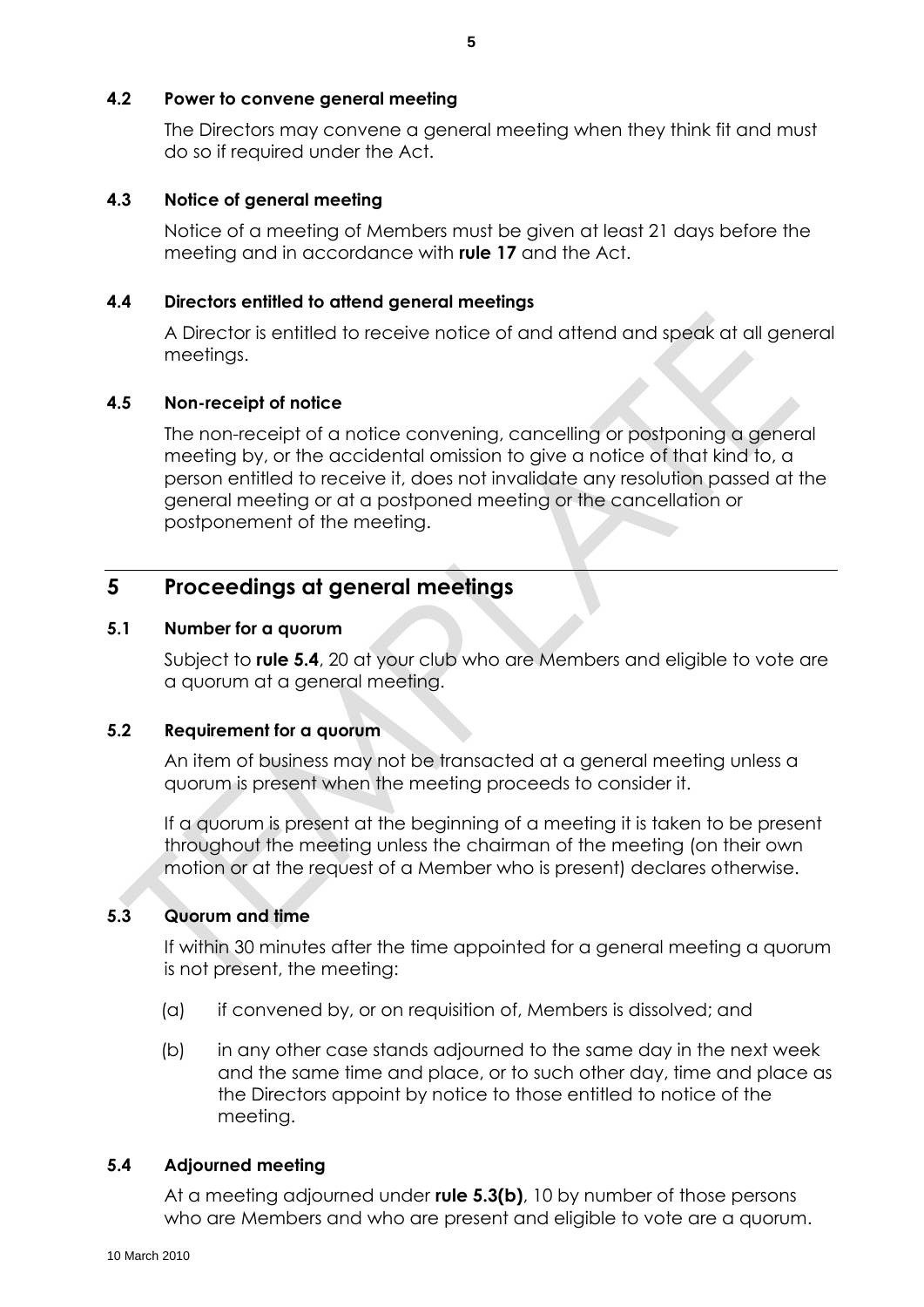### 4.2 Power to convene general meeting

The Directors may convene a general meeting when they think fit and must do so if required under the Act.

### 4.3 Notice of general meeting

Notice of a meeting of Members must be given at least 21 days before the meeting and in accordance with **rule 17** and the Act.

### 4.4 Directors entitled to attend general meetings

A Director is entitled to receive notice of and attend and speak at all general meetings.

### 4.5 Non-receipt of notice

The non-receipt of a notice convening, cancelling or postponing a general meeting by, or the accidental omission to give a notice of that kind to, a person entitled to receive it, does not invalidate any resolution passed at the general meeting or at a postponed meeting or the cancellation or postponement of the meeting.

## 5 Proceedings at general meetings

### 5.1 Number for a quorum

Subject to **rule 5.4**, 20 at your club who are Members and eligible to vote are a quorum at a general meeting.

### 5.2 Requirement for a quorum

An item of business may not be transacted at a general meeting unless a quorum is present when the meeting proceeds to consider it.

If a quorum is present at the beginning of a meeting it is taken to be present throughout the meeting unless the chairman of the meeting (on their own motion or at the request of a Member who is present) declares otherwise.

### 5.3 Quorum and time

If within 30 minutes after the time appointed for a general meeting a quorum is not present, the meeting:

(a) if convened by, or on requisition of, Members is dissolved; and

(b) in any other case stands adjourned to the same day in the next week and the same time and place, or to such other day, time and place as the Directors appoint by notice to those entitled to notice of the meeting.

### 5.4 Adjourned meeting

At a meeting adjourned under **rule 5.3(b)**, 10 by number of those persons who are Members and who are present and eligible to vote are a quorum.

10 March 2010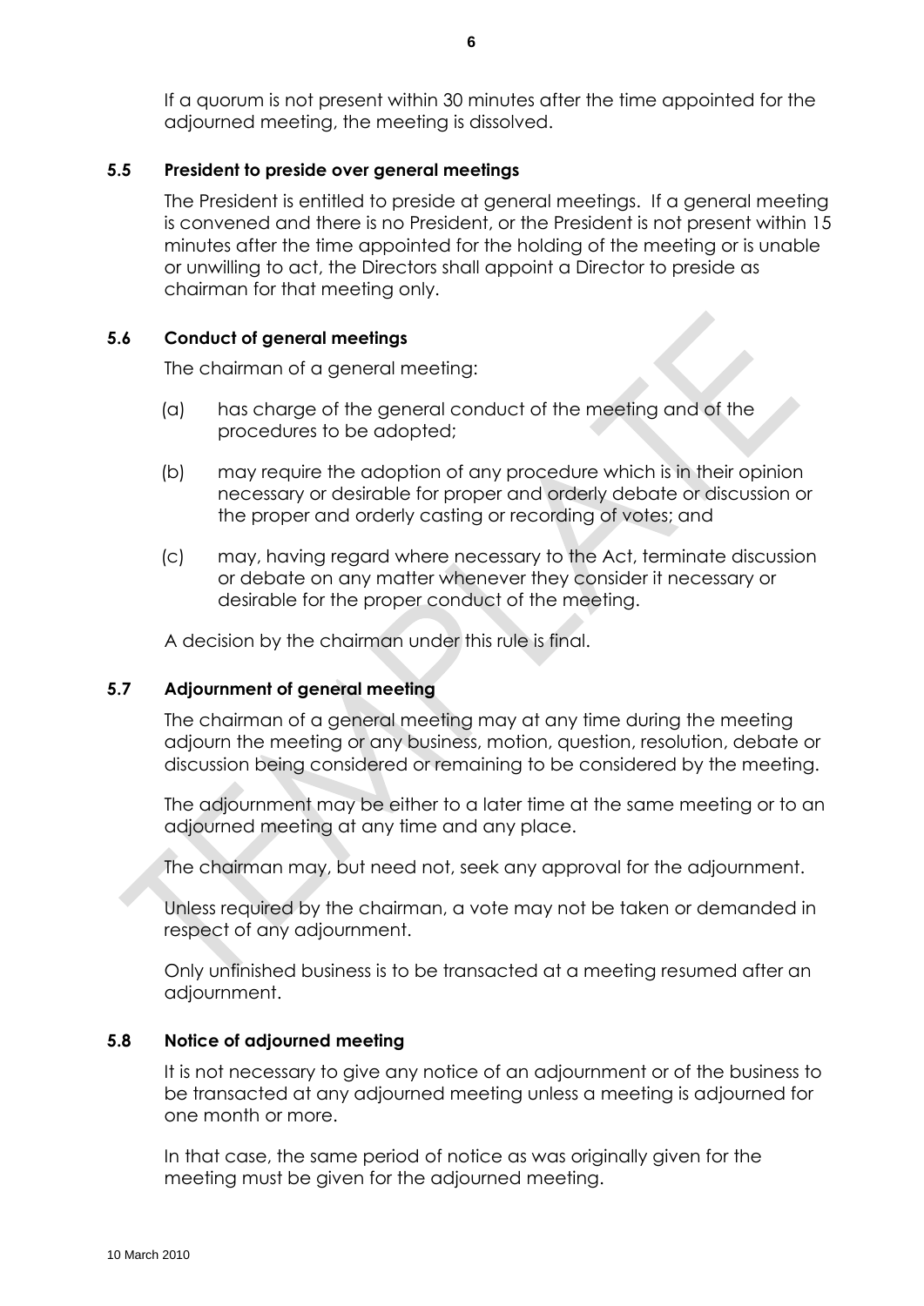If a quorum is not present within 30 minutes after the time appointed for the adjourned meeting, the meeting is dissolved.

### 5.5 President to preside over general meetings

The President is entitled to preside at general meetings. If a general meeting is convened and there is no President, or the President is not present within 15 minutes after the time appointed for the holding of the meeting or is unable or unwilling to act, the Directors shall appoint a Director to preside as chairman for that meeting only.

### 5.6 Conduct of general meetings

The chairman of a general meeting:

(a) has charge of the general conduct of the meeting and of the procedures to be adopted;

(b) may require the adoption of any procedure which is in their opinion necessary or desirable for proper and orderly debate or discussion or the proper and orderly casting or recording of votes; and

(c) may, having regard where necessary to the Act, terminate discussion or debate on any matter whenever they consider it necessary or desirable for the proper conduct of the meeting.

A decision by the chairman under this rule is final.

### 5.7 Adjournment of general meeting

The chairman of a general meeting may at any time during the meeting adjourn the meeting or any business, motion, question, resolution, debate or discussion being considered or remaining to be considered by the meeting.

The adjournment may be either to a later time at the same meeting or to an adjourned meeting at any time and any place.

The chairman may, but need not, seek any approval for the adjournment.

Unless required by the chairman, a vote may not be taken or demanded in respect of any adjournment.

Only unfinished business is to be transacted at a meeting resumed after an adjournment.

### 5.8 Notice of adjourned meeting

It is not necessary to give any notice of an adjournment or of the business to be transacted at any adjourned meeting unless a meeting is adjourned for one month or more.

In that case, the same period of notice as was originally given for the meeting must be given for the adjourned meeting.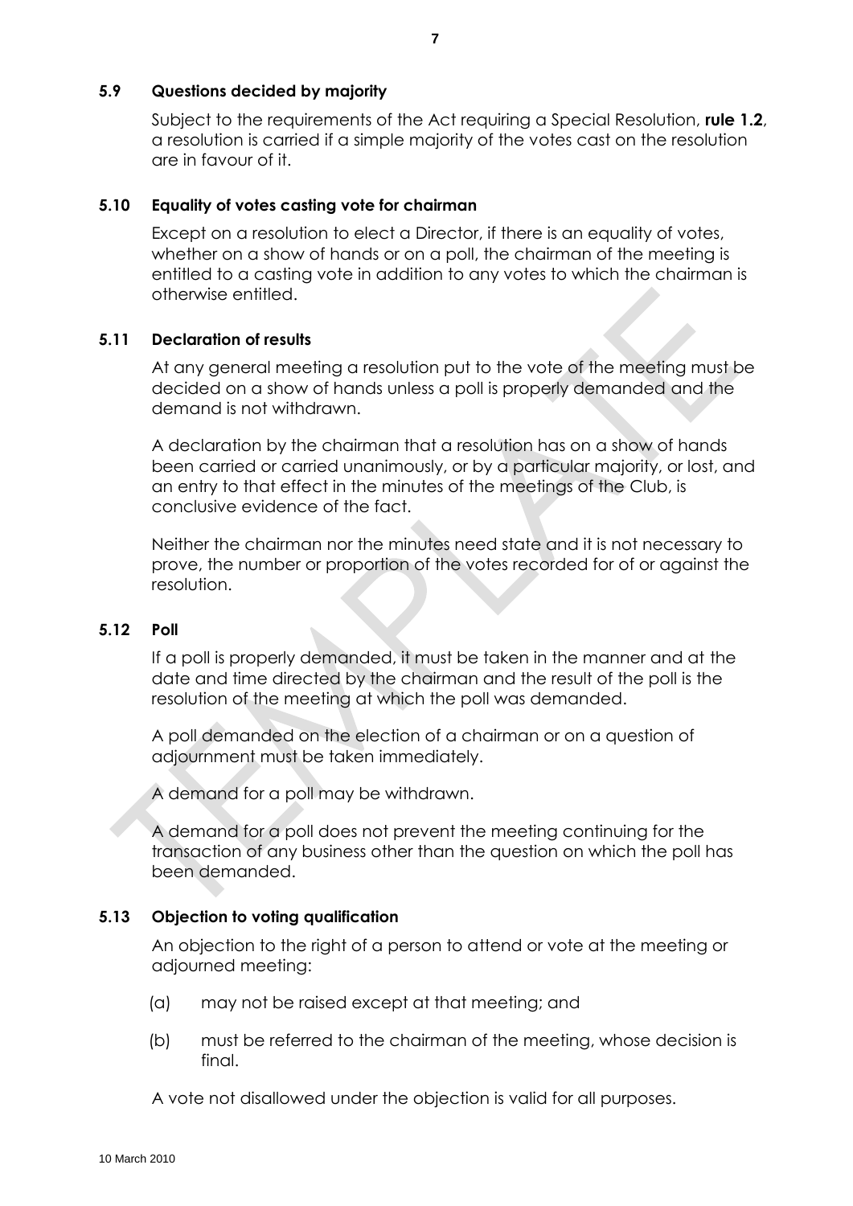### 5.9 Questions decided by majority

Subject to the requirements of the Act requiring a Special Resolution, **rule 1.2**, a resolution is carried if a simple majority of the votes cast on the resolution are in favour of it.

### 5.10 Equality of votes casting vote for chairman

Except on a resolution to elect a Director, if there is an equality of votes, whether on a show of hands or on a poll, the chairman of the meeting is entitled to a casting vote in addition to any votes to which the chairman is otherwise entitled.

### 5.11 Declaration of results

At any general meeting a resolution put to the vote of the meeting must be decided on a show of hands unless a poll is properly demanded and the demand is not withdrawn.

A declaration by the chairman that a resolution has on a show of hands been carried or carried unanimously, or by a particular majority, or lost, and an entry to that effect in the minutes of the meetings of the Club, is conclusive evidence of the fact.

Neither the chairman nor the minutes need state and it is not necessary to prove, the number or proportion of the votes recorded for of or against the resolution.

### 5.12 Poll

If a poll is properly demanded, it must be taken in the manner and at the date and time directed by the chairman and the result of the poll is the resolution of the meeting at which the poll was demanded.

A poll demanded on the election of a chairman or on a question of adjournment must be taken immediately.

A demand for a poll may be withdrawn.

A demand for a poll does not prevent the meeting continuing for the transaction of any business other than the question on which the poll has been demanded.

### 5.13 Objection to voting qualification

An objection to the right of a person to attend or vote at the meeting or adjourned meeting:

(a) may not be raised except at that meeting; and

(b) must be referred to the chairman of the meeting, whose decision is final.

A vote not disallowed under the objection is valid for all purposes.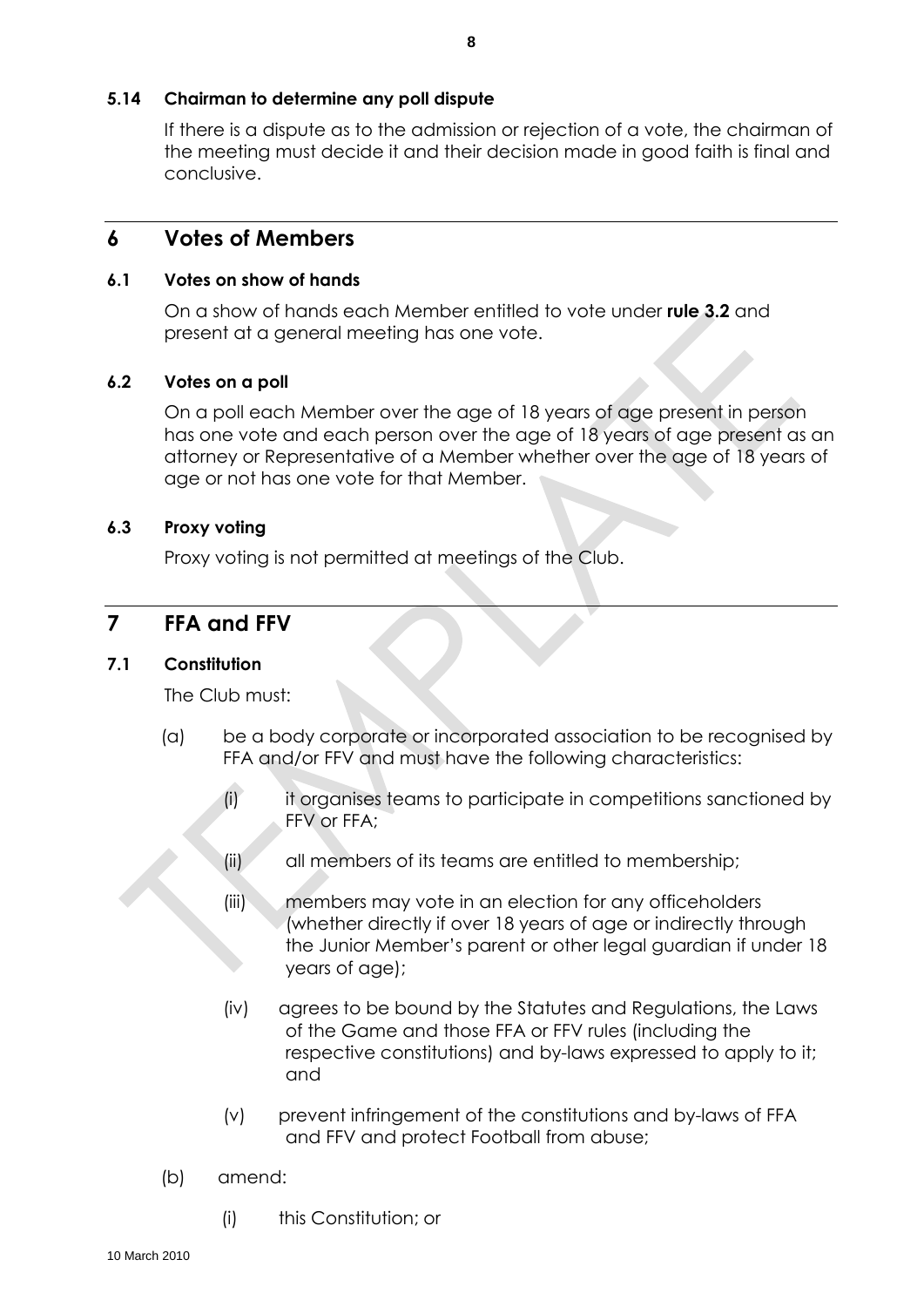#### 5.14 Chairman to determine any poll dispute

If there is a dispute as to the admission or rejection of a vote, the chairman of the meeting must decide it and their decision made in good faith is final and conclusive.

## 6 Votes of Members

#### 6.1 Votes on show of hands

On a show of hands each Member entitled to vote under **rule 3.2** and present at a general meeting has one vote.

#### 6.2 Votes on a poll

On a poll each Member over the age of 18 years of age present in person has one vote and each person over the age of 18 years of age present as an attorney or Representative of a Member whether over the age of 18 years of age or not has one vote for that Member.

#### 6.3 Proxy voting

Proxy voting is not permitted at meetings of the Club.

## 7 FFA and FFV

#### 7.1 Constitution

The Club must:

(a) be a body corporate or incorporated association to be recognised by FFA and/or FFV and must have the following characteristics:

(i) it organises teams to participate in competitions sanctioned by FFV or FFA;

(ii) all members of its teams are entitled to membership;

(iii) members may vote in an election for any officeholders (whether directly if over 18 years of age or indirectly through the Junior Member's parent or other legal guardian if under 18 years of age);

(iv) agrees to be bound by the Statutes and Regulations, the Laws of the Game and those FFA or FFV rules (including the respective constitutions) and by-laws expressed to apply to it; and

(v) prevent infringement of the constitutions and by-laws of FFA and FFV and protect Football from abuse;

(b) amend:

(i) this Constitution; or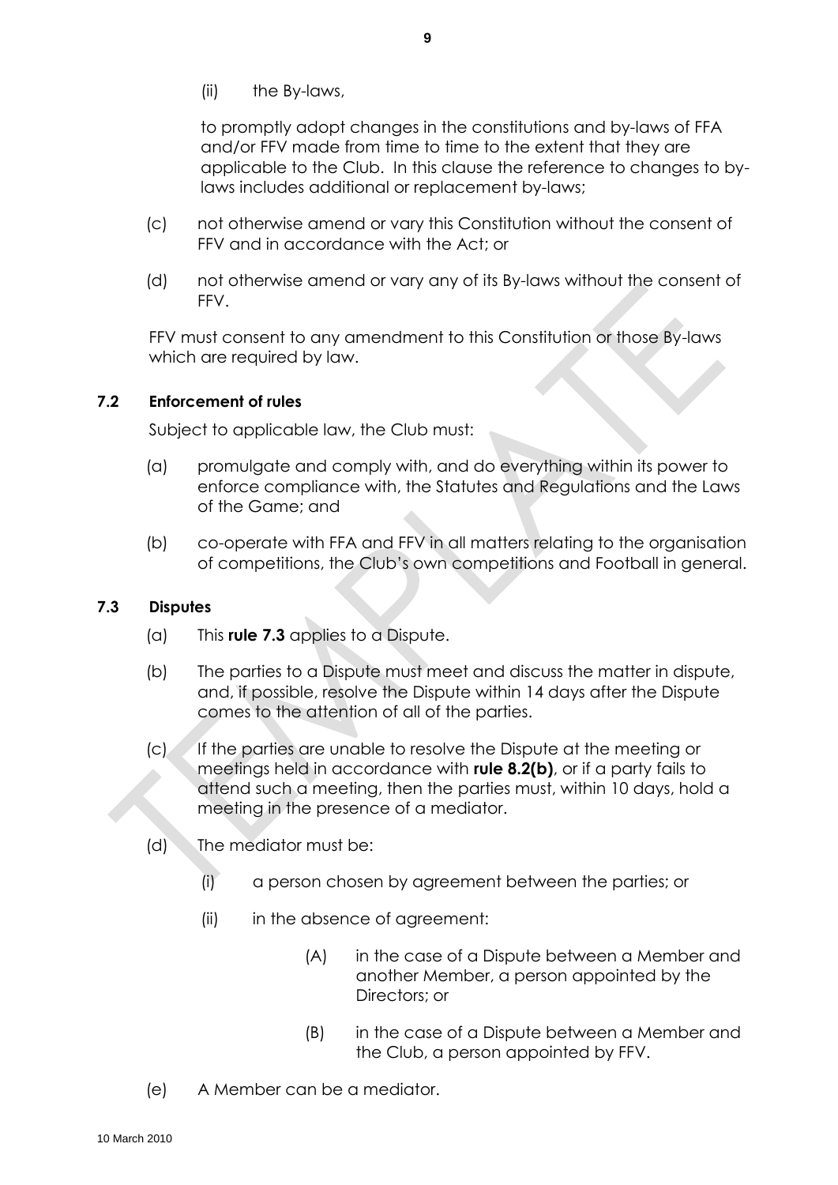(ii) the By-laws,

to promptly adopt changes in the constitutions and by-laws of FFA and/or FFV made from time to time to the extent that they are applicable to the Club. In this clause the reference to changes to by-laws includes additional or replacement by-laws;

(c) not otherwise amend or vary this Constitution without the consent of FFV and in accordance with the Act; or

(d) not otherwise amend or vary any of its By-laws without the consent of FFV.

FFV must consent to any amendment to this Constitution or those By-laws which are required by law.

### 7.2 Enforcement of rules

Subject to applicable law, the Club must:

(a) promulgate and comply with, and do everything within its power to enforce compliance with, the Statutes and Regulations and the Laws of the Game; and

(b) co-operate with FFA and FFV in all matters relating to the organisation of competitions, the Club's own competitions and Football in general.

### 7.3 Disputes

(a) This **rule 7.3** applies to a Dispute.

(b) The parties to a Dispute must meet and discuss the matter in dispute, and, if possible, resolve the Dispute within 14 days after the Dispute comes to the attention of all of the parties.

(c) If the parties are unable to resolve the Dispute at the meeting or meetings held in accordance with **rule 8.2(b)**, or if a party fails to attend such a meeting, then the parties must, within 10 days, hold a meeting in the presence of a mediator.

(d) The mediator must be:

(i) a person chosen by agreement between the parties; or

(ii) in the absence of agreement:

(A) in the case of a Dispute between a Member and another Member, a person appointed by the Directors; or

(B) in the case of a Dispute between a Member and the Club, a person appointed by FFV.

(e) A Member can be a mediator.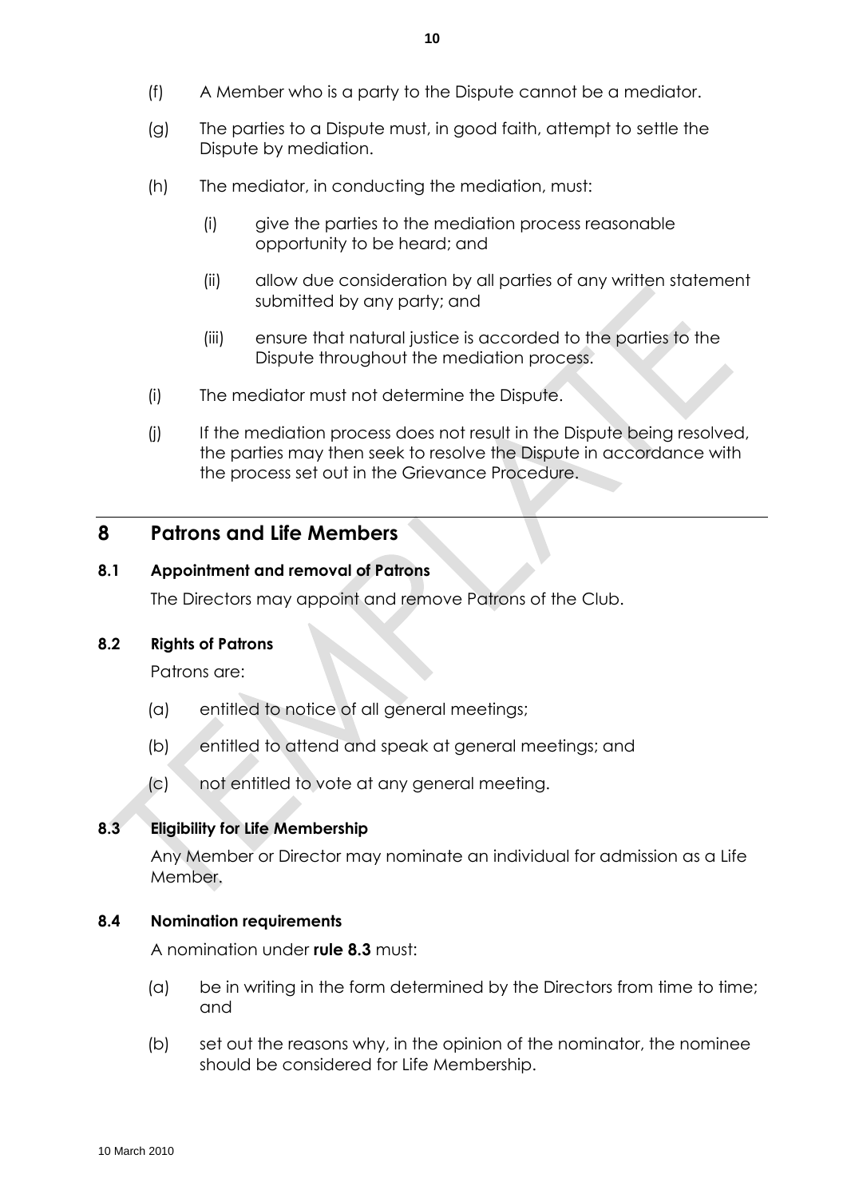(f) A Member who is a party to the Dispute cannot be a mediator.

(g) The parties to a Dispute must, in good faith, attempt to settle the Dispute by mediation.

(h) The mediator, in conducting the mediation, must:

(i) give the parties to the mediation process reasonable opportunity to be heard; and

(ii) allow due consideration by all parties of any written statement submitted by any party; and

(iii) ensure that natural justice is accorded to the parties to the Dispute throughout the mediation process.

(i) The mediator must not determine the Dispute.

(j) If the mediation process does not result in the Dispute being resolved, the parties may then seek to resolve the Dispute in accordance with the process set out in the Grievance Procedure.

## 8 Patrons and Life Members

### 8.1 Appointment and removal of Patrons

The Directors may appoint and remove Patrons of the Club.

### 8.2 Rights of Patrons

Patrons are:

(a) entitled to notice of all general meetings;

(b) entitled to attend and speak at general meetings; and

(c) not entitled to vote at any general meeting.

### 8.3 Eligibility for Life Membership

Any Member or Director may nominate an individual for admission as a Life Member.

### 8.4 Nomination requirements

A nomination under **rule 8.3** must:

(a) be in writing in the form determined by the Directors from time to time; and

(b) set out the reasons why, in the opinion of the nominator, the nominee should be considered for Life Membership.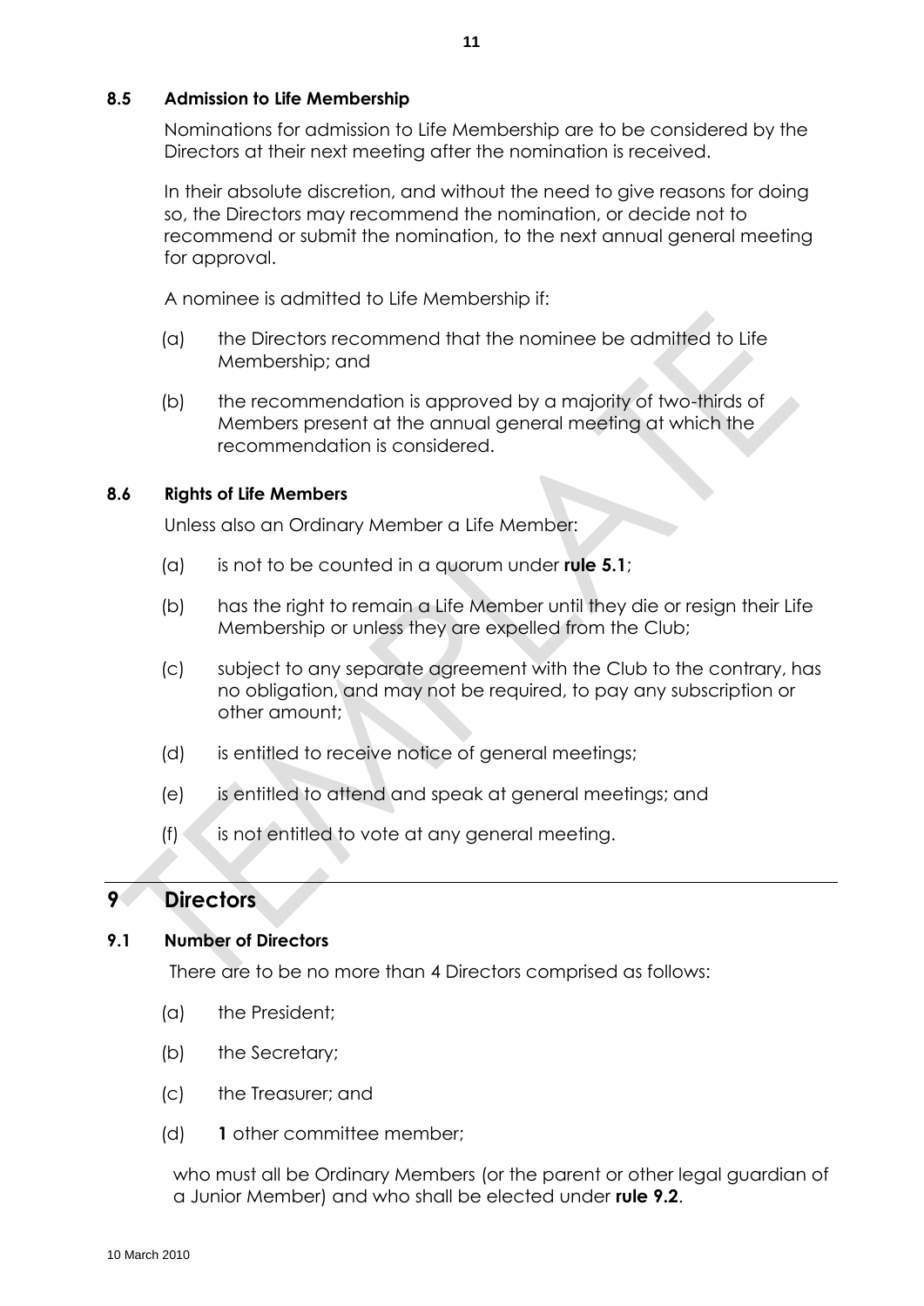### 8.5 Admission to Life Membership

Nominations for admission to Life Membership are to be considered by the Directors at their next meeting after the nomination is received.

In their absolute discretion, and without the need to give reasons for doing so, the Directors may recommend the nomination, or decide not to recommend or submit the nomination, to the next annual general meeting for approval.

A nominee is admitted to Life Membership if:

(a) the Directors recommend that the nominee be admitted to Life Membership; and

(b) the recommendation is approved by a majority of two-thirds of Members present at the annual general meeting at which the recommendation is considered.

### 8.6 Rights of Life Members

Unless also an Ordinary Member a Life Member:

(a) is not to be counted in a quorum under **rule 5.1**;

(b) has the right to remain a Life Member until they die or resign their Life Membership or unless they are expelled from the Club;

(c) subject to any separate agreement with the Club to the contrary, has no obligation, and may not be required, to pay any subscription or other amount;

(d) is entitled to receive notice of general meetings;

(e) is entitled to attend and speak at general meetings; and

(f) is not entitled to vote at any general meeting.

## 9 Directors

### 9.1 Number of Directors

There are to be no more than 4 Directors comprised as follows:

(a) the President;

(b) the Secretary;

(c) the Treasurer; and

(d) **1** other committee member;

who must all be Ordinary Members (or the parent or other legal guardian of a Junior Member) and who shall be elected under **rule 9.2**.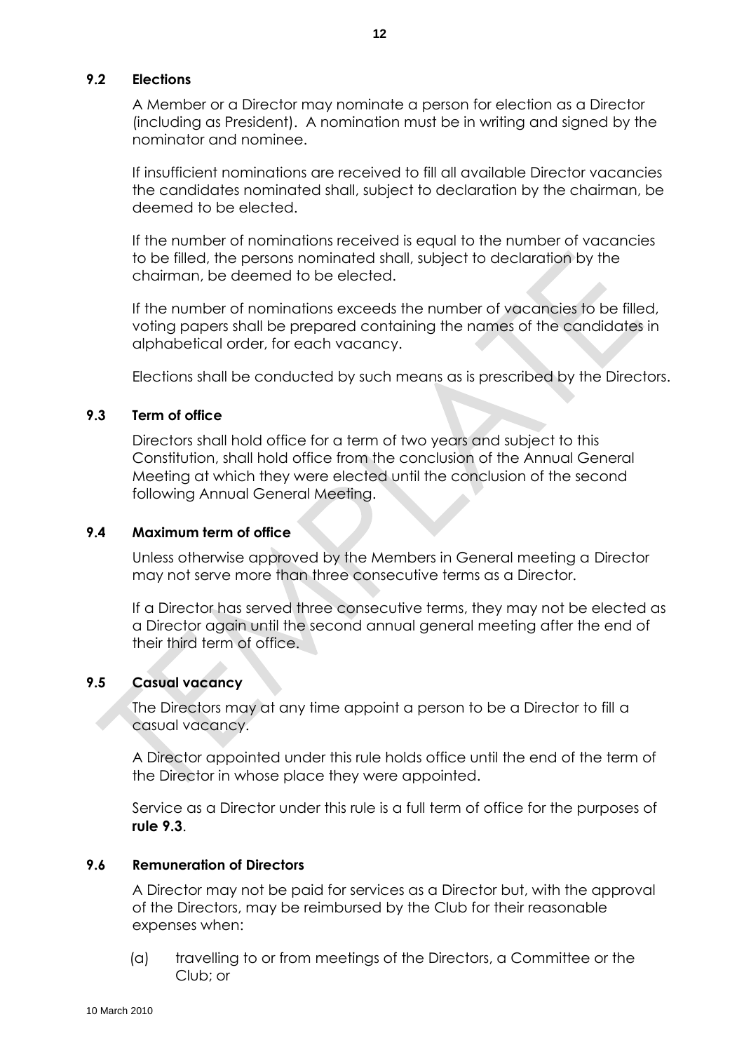### 9.2 Elections

A Member or a Director may nominate a person for election as a Director (including as President). A nomination must be in writing and signed by the nominator and nominee.

If insufficient nominations are received to fill all available Director vacancies the candidates nominated shall, subject to declaration by the chairman, be deemed to be elected.

If the number of nominations received is equal to the number of vacancies to be filled, the persons nominated shall, subject to declaration by the chairman, be deemed to be elected.

If the number of nominations exceeds the number of vacancies to be filled, voting papers shall be prepared containing the names of the candidates in alphabetical order, for each vacancy.

Elections shall be conducted by such means as is prescribed by the Directors.

### 9.3 Term of office

Directors shall hold office for a term of two years and subject to this Constitution, shall hold office from the conclusion of the Annual General Meeting at which they were elected until the conclusion of the second following Annual General Meeting.

### 9.4 Maximum term of office

Unless otherwise approved by the Members in General meeting a Director may not serve more than three consecutive terms as a Director.

If a Director has served three consecutive terms, they may not be elected as a Director again until the second annual general meeting after the end of their third term of office.

### 9.5 Casual vacancy

The Directors may at any time appoint a person to be a Director to fill a casual vacancy.

A Director appointed under this rule holds office until the end of the term of the Director in whose place they were appointed.

Service as a Director under this rule is a full term of office for the purposes of **rule 9.3**.

### 9.6 Remuneration of Directors

A Director may not be paid for services as a Director but, with the approval of the Directors, may be reimbursed by the Club for their reasonable expenses when:

(a) travelling to or from meetings of the Directors, a Committee or the Club; or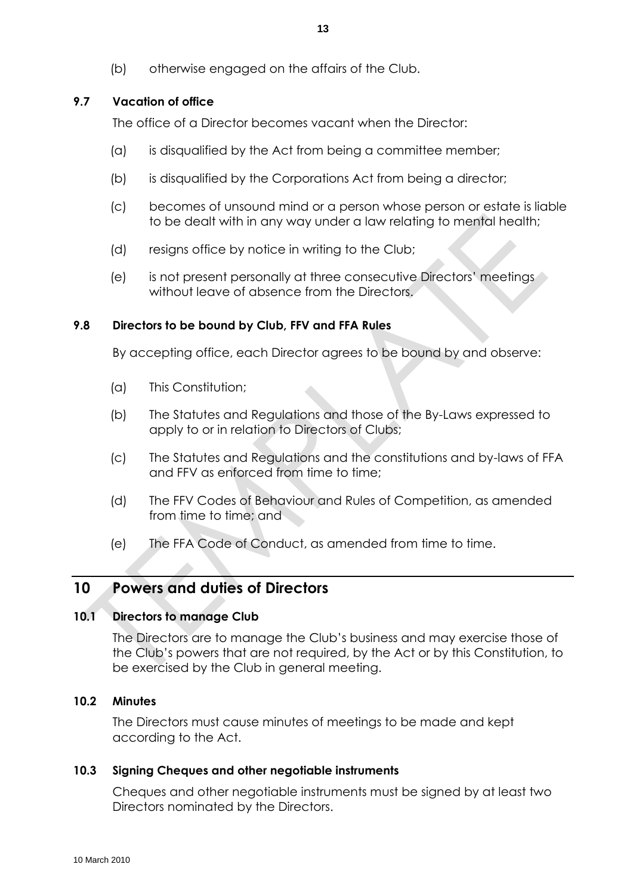(b) otherwise engaged on the affairs of the Club.

### 9.7 Vacation of office

The office of a Director becomes vacant when the Director:

(a) is disqualified by the Act from being a committee member;

(b) is disqualified by the Corporations Act from being a director;

(c) becomes of unsound mind or a person whose person or estate is liable to be dealt with in any way under a law relating to mental health;

(d) resigns office by notice in writing to the Club;

(e) is not present personally at three consecutive Directors' meetings without leave of absence from the Directors.

### 9.8 Directors to be bound by Club, FFV and FFA Rules

By accepting office, each Director agrees to be bound by and observe:

(a) This Constitution;

(b) The Statutes and Regulations and those of the By-Laws expressed to apply to or in relation to Directors of Clubs;

(c) The Statutes and Regulations and the constitutions and by-laws of FFA and FFV as enforced from time to time;

(d) The FFV Codes of Behaviour and Rules of Competition, as amended from time to time; and

(e) The FFA Code of Conduct, as amended from time to time.

## 10 Powers and duties of Directors

### 10.1 Directors to manage Club

The Directors are to manage the Club's business and may exercise those of the Club's powers that are not required, by the Act or by this Constitution, to be exercised by the Club in general meeting.

### 10.2 Minutes

The Directors must cause minutes of meetings to be made and kept according to the Act.

### 10.3 Signing Cheques and other negotiable instruments

Cheques and other negotiable instruments must be signed by at least two Directors nominated by the Directors.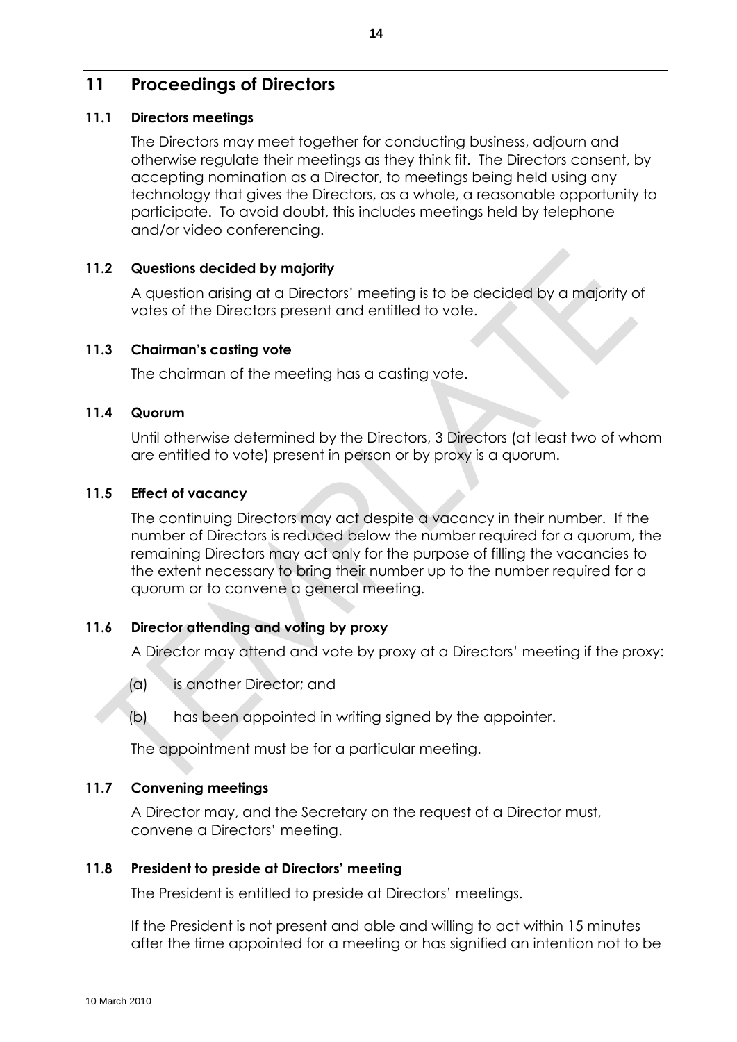## 11 Proceedings of Directors

### 11.1 Directors meetings

The Directors may meet together for conducting business, adjourn and otherwise regulate their meetings as they think fit. The Directors consent, by accepting nomination as a Director, to meetings being held using any technology that gives the Directors, as a whole, a reasonable opportunity to participate. To avoid doubt, this includes meetings held by telephone and/or video conferencing.

### 11.2 Questions decided by majority

A question arising at a Directors' meeting is to be decided by a majority of votes of the Directors present and entitled to vote.

### 11.3 Chairman's casting vote

The chairman of the meeting has a casting vote.

### 11.4 Quorum

Until otherwise determined by the Directors, 3 Directors (at least two of whom are entitled to vote) present in person or by proxy is a quorum.

### 11.5 Effect of vacancy

The continuing Directors may act despite a vacancy in their number. If the number of Directors is reduced below the number required for a quorum, the remaining Directors may act only for the purpose of filling the vacancies to the extent necessary to bring their number up to the number required for a quorum or to convene a general meeting.

### 11.6 Director attending and voting by proxy

A Director may attend and vote by proxy at a Directors' meeting if the proxy:

(a) is another Director; and

(b) has been appointed in writing signed by the appointer.

The appointment must be for a particular meeting.

### 11.7 Convening meetings

A Director may, and the Secretary on the request of a Director must, convene a Directors' meeting.

### 11.8 President to preside at Directors' meeting

The President is entitled to preside at Directors' meetings.

If the President is not present and able and willing to act within 15 minutes after the time appointed for a meeting or has signified an intention not to be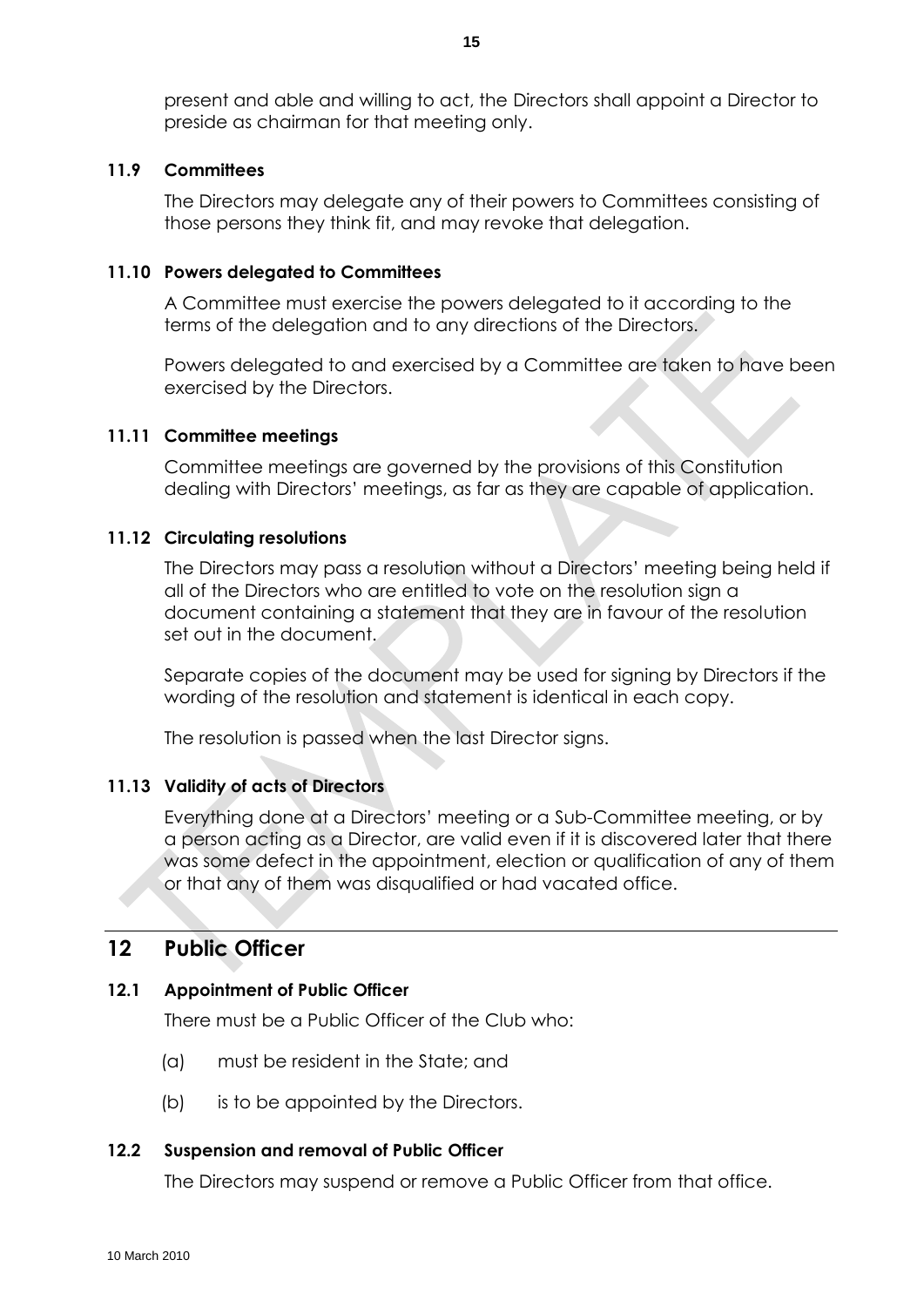present and able and willing to act, the Directors shall appoint a Director to preside as chairman for that meeting only.

### 11.9 Committees

The Directors may delegate any of their powers to Committees consisting of those persons they think fit, and may revoke that delegation.

### 11.10 Powers delegated to Committees

A Committee must exercise the powers delegated to it according to the terms of the delegation and to any directions of the Directors.

Powers delegated to and exercised by a Committee are taken to have been exercised by the Directors.

### 11.11 Committee meetings

Committee meetings are governed by the provisions of this Constitution dealing with Directors' meetings, as far as they are capable of application.

### 11.12 Circulating resolutions

The Directors may pass a resolution without a Directors' meeting being held if all of the Directors who are entitled to vote on the resolution sign a document containing a statement that they are in favour of the resolution set out in the document.

Separate copies of the document may be used for signing by Directors if the wording of the resolution and statement is identical in each copy.

The resolution is passed when the last Director signs.

### 11.13 Validity of acts of Directors

Everything done at a Directors' meeting or a Sub-Committee meeting, or by a person acting as a Director, are valid even if it is discovered later that there was some defect in the appointment, election or qualification of any of them or that any of them was disqualified or had vacated office.

## 12 Public Officer

### 12.1 Appointment of Public Officer

There must be a Public Officer of the Club who:

(a) must be resident in the State; and

(b) is to be appointed by the Directors.

### 12.2 Suspension and removal of Public Officer

The Directors may suspend or remove a Public Officer from that office.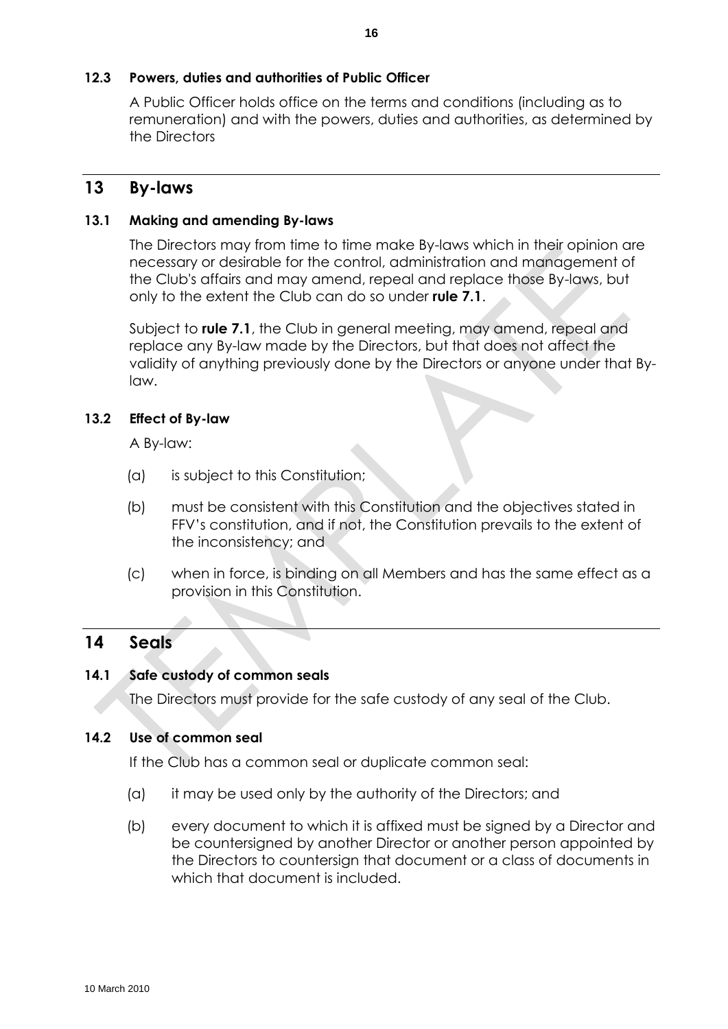### 12.3 Powers, duties and authorities of Public Officer

A Public Officer holds office on the terms and conditions (including as to remuneration) and with the powers, duties and authorities, as determined by the Directors

## 13 By-laws

### 13.1 Making and amending By-laws

The Directors may from time to time make By-laws which in their opinion are necessary or desirable for the control, administration and management of the Club's affairs and may amend, repeal and replace those By-laws, but only to the extent the Club can do so under **rule 7.1**.

Subject to **rule 7.1**, the Club in general meeting, may amend, repeal and replace any By-law made by the Directors, but that does not affect the validity of anything previously done by the Directors or anyone under that By-law.

### 13.2 Effect of By-law

A By-law:

(a) is subject to this Constitution;

(b) must be consistent with this Constitution and the objectives stated in FFV's constitution, and if not, the Constitution prevails to the extent of the inconsistency; and

(c) when in force, is binding on all Members and has the same effect as a provision in this Constitution.

## 14 Seals

### 14.1 Safe custody of common seals

The Directors must provide for the safe custody of any seal of the Club.

### 14.2 Use of common seal

If the Club has a common seal or duplicate common seal:

(a) it may be used only by the authority of the Directors; and

(b) every document to which it is affixed must be signed by a Director and be countersigned by another Director or another person appointed by the Directors to countersign that document or a class of documents in which that document is included.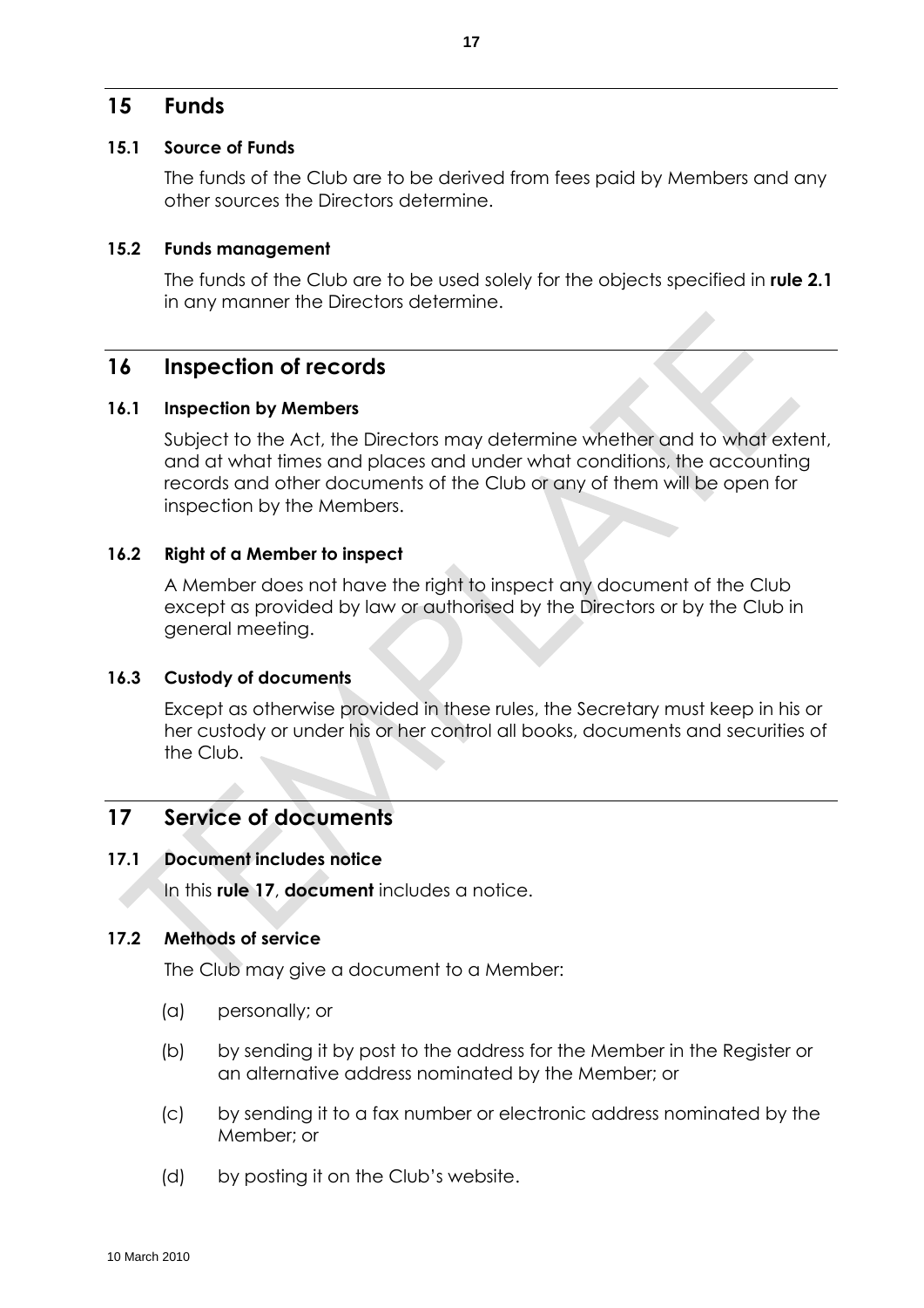## 15 Funds

### 15.1 Source of Funds

The funds of the Club are to be derived from fees paid by Members and any other sources the Directors determine.

### 15.2 Funds management

The funds of the Club are to be used solely for the objects specified in **rule 2.1** in any manner the Directors determine.

## 16 Inspection of records

### 16.1 Inspection by Members

Subject to the Act, the Directors may determine whether and to what extent, and at what times and places and under what conditions, the accounting records and other documents of the Club or any of them will be open for inspection by the Members.

### 16.2 Right of a Member to inspect

A Member does not have the right to inspect any document of the Club except as provided by law or authorised by the Directors or by the Club in general meeting.

### 16.3 Custody of documents

Except as otherwise provided in these rules, the Secretary must keep in his or her custody or under his or her control all books, documents and securities of the Club.

## 17 Service of documents

### 17.1 Document includes notice

In this **rule 17**, **document** includes a notice.

### 17.2 Methods of service

The Club may give a document to a Member:

(a) personally; or

(b) by sending it by post to the address for the Member in the Register or an alternative address nominated by the Member; or

(c) by sending it to a fax number or electronic address nominated by the Member; or

(d) by posting it on the Club's website.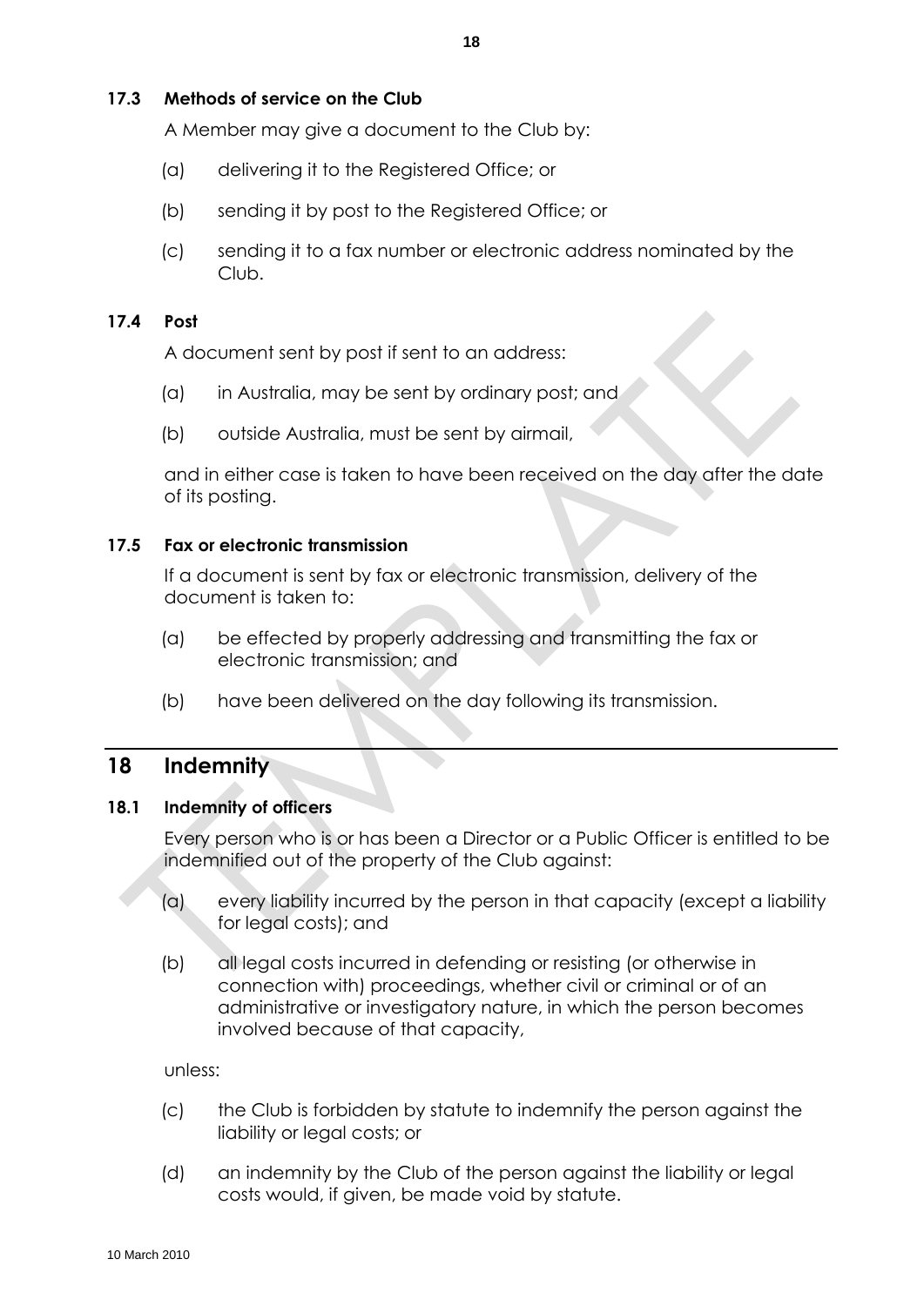### 17.3 Methods of service on the Club

A Member may give a document to the Club by:

(a) delivering it to the Registered Office; or

(b) sending it by post to the Registered Office; or

(c) sending it to a fax number or electronic address nominated by the Club.

### 17.4 Post

A document sent by post if sent to an address:

(a) in Australia, may be sent by ordinary post; and

(b) outside Australia, must be sent by airmail,

and in either case is taken to have been received on the day after the date of its posting.

### 17.5 Fax or electronic transmission

If a document is sent by fax or electronic transmission, delivery of the document is taken to:

(a) be effected by properly addressing and transmitting the fax or electronic transmission; and

(b) have been delivered on the day following its transmission.

## 18 Indemnity

### 18.1 Indemnity of officers

Every person who is or has been a Director or a Public Officer is entitled to be indemnified out of the property of the Club against:

(a) every liability incurred by the person in that capacity (except a liability for legal costs); and

(b) all legal costs incurred in defending or resisting (or otherwise in connection with) proceedings, whether civil or criminal or of an administrative or investigatory nature, in which the person becomes involved because of that capacity,

unless:

(c) the Club is forbidden by statute to indemnify the person against the liability or legal costs; or

(d) an indemnity by the Club of the person against the liability or legal costs would, if given, be made void by statute.

10 March 2010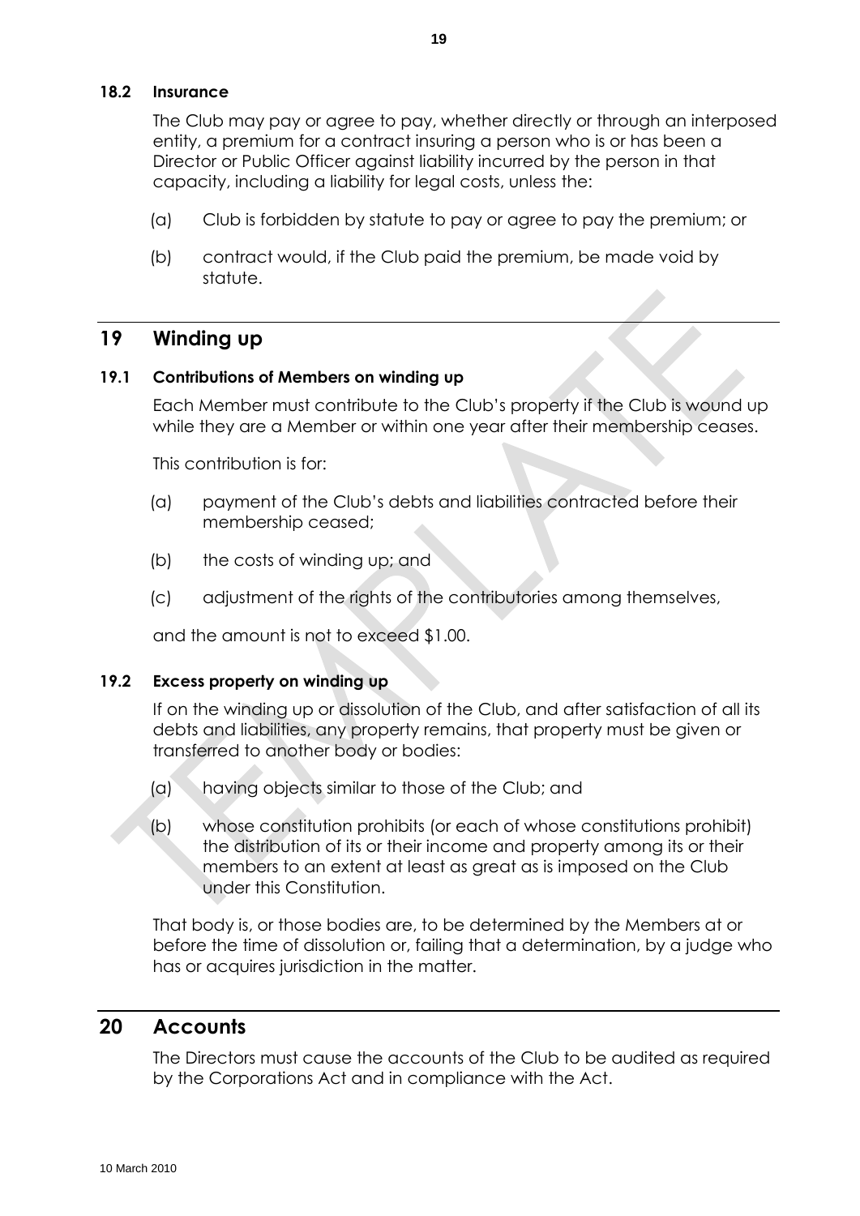### 18.2 Insurance

The Club may pay or agree to pay, whether directly or through an interposed entity, a premium for a contract insuring a person who is or has been a Director or Public Officer against liability incurred by the person in that capacity, including a liability for legal costs, unless the:

(a) Club is forbidden by statute to pay or agree to pay the premium; or

(b) contract would, if the Club paid the premium, be made void by statute.

## 19 Winding up

### 19.1 Contributions of Members on winding up

Each Member must contribute to the Club's property if the Club is wound up while they are a Member or within one year after their membership ceases.

This contribution is for:

(a) payment of the Club's debts and liabilities contracted before their membership ceased;

(b) the costs of winding up; and

(c) adjustment of the rights of the contributories among themselves,

and the amount is not to exceed $1.00.

### 19.2 Excess property on winding up

If on the winding up or dissolution of the Club, and after satisfaction of all its debts and liabilities, any property remains, that property must be given or transferred to another body or bodies:

(a) having objects similar to those of the Club; and

(b) whose constitution prohibits (or each of whose constitutions prohibit) the distribution of its or their income and property among its or their members to an extent at least as great as is imposed on the Club under this Constitution.

That body is, or those bodies are, to be determined by the Members at or before the time of dissolution or, failing that a determination, by a judge who has or acquires jurisdiction in the matter.

## 20 Accounts

The Directors must cause the accounts of the Club to be audited as required by the Corporations Act and in compliance with the Act.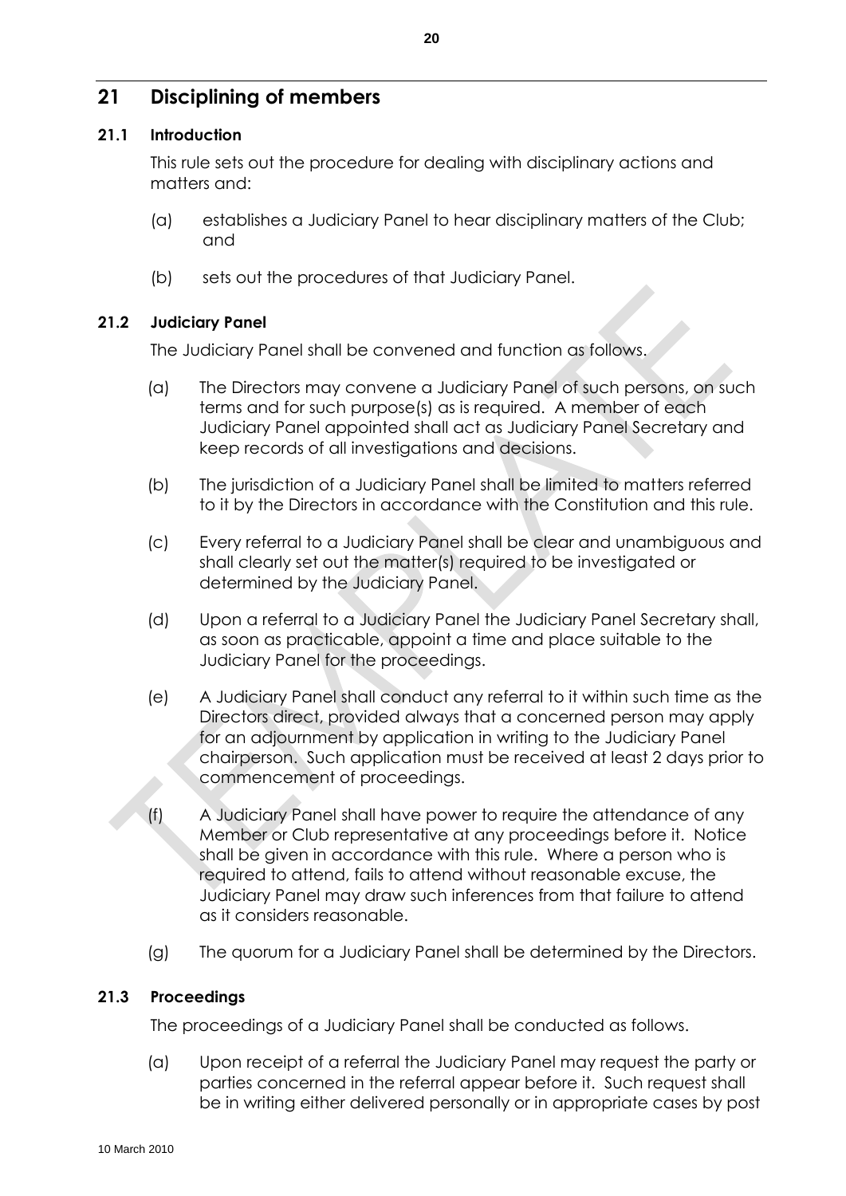## 21 Disciplining of members

### 21.1 Introduction

This rule sets out the procedure for dealing with disciplinary actions and matters and:

(a) establishes a Judiciary Panel to hear disciplinary matters of the Club; and

(b) sets out the procedures of that Judiciary Panel.

### 21.2 Judiciary Panel

The Judiciary Panel shall be convened and function as follows.

(a) The Directors may convene a Judiciary Panel of such persons, on such terms and for such purpose(s) as is required. A member of each Judiciary Panel appointed shall act as Judiciary Panel Secretary and keep records of all investigations and decisions.

(b) The jurisdiction of a Judiciary Panel shall be limited to matters referred to it by the Directors in accordance with the Constitution and this rule.

(c) Every referral to a Judiciary Panel shall be clear and unambiguous and shall clearly set out the matter(s) required to be investigated or determined by the Judiciary Panel.

(d) Upon a referral to a Judiciary Panel the Judiciary Panel Secretary shall, as soon as practicable, appoint a time and place suitable to the Judiciary Panel for the proceedings.

(e) A Judiciary Panel shall conduct any referral to it within such time as the Directors direct, provided always that a concerned person may apply for an adjournment by application in writing to the Judiciary Panel chairperson. Such application must be received at least 2 days prior to commencement of proceedings.

(f) A Judiciary Panel shall have power to require the attendance of any Member or Club representative at any proceedings before it. Notice shall be given in accordance with this rule. Where a person who is required to attend, fails to attend without reasonable excuse, the Judiciary Panel may draw such inferences from that failure to attend as it considers reasonable.

(g) The quorum for a Judiciary Panel shall be determined by the Directors.

### 21.3 Proceedings

The proceedings of a Judiciary Panel shall be conducted as follows.

(a) Upon receipt of a referral the Judiciary Panel may request the party or parties concerned in the referral appear before it. Such request shall be in writing either delivered personally or in appropriate cases by post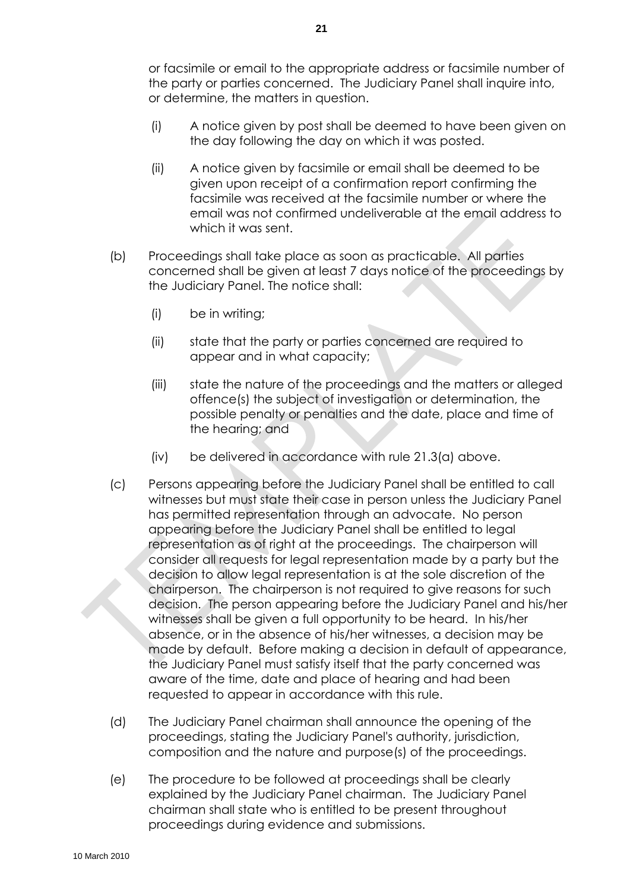or facsimile or email to the appropriate address or facsimile number of the party or parties concerned. The Judiciary Panel shall inquire into, or determine, the matters in question.

(i) A notice given by post shall be deemed to have been given on the day following the day on which it was posted.

(ii) A notice given by facsimile or email shall be deemed to be given upon receipt of a confirmation report confirming the facsimile was received at the facsimile number or where the email was not confirmed undeliverable at the email address to which it was sent.

(b) Proceedings shall take place as soon as practicable. All parties concerned shall be given at least 7 days notice of the proceedings by the Judiciary Panel. The notice shall:

(i) be in writing;

(ii) state that the party or parties concerned are required to appear and in what capacity;

(iii) state the nature of the proceedings and the matters or alleged offence(s) the subject of investigation or determination, the possible penalty or penalties and the date, place and time of the hearing; and

(iv) be delivered in accordance with rule 21.3(a) above.

(c) Persons appearing before the Judiciary Panel shall be entitled to call witnesses but must state their case in person unless the Judiciary Panel has permitted representation through an advocate. No person appearing before the Judiciary Panel shall be entitled to legal representation as of right at the proceedings. The chairperson will consider all requests for legal representation made by a party but the decision to allow legal representation is at the sole discretion of the chairperson. The chairperson is not required to give reasons for such decision. The person appearing before the Judiciary Panel and his/her witnesses shall be given a full opportunity to be heard. In his/her absence, or in the absence of his/her witnesses, a decision may be made by default. Before making a decision in default of appearance, the Judiciary Panel must satisfy itself that the party concerned was aware of the time, date and place of hearing and had been requested to appear in accordance with this rule.

(d) The Judiciary Panel chairman shall announce the opening of the proceedings, stating the Judiciary Panel's authority, jurisdiction, composition and the nature and purpose(s) of the proceedings.

(e) The procedure to be followed at proceedings shall be clearly explained by the Judiciary Panel chairman. The Judiciary Panel chairman shall state who is entitled to be present throughout proceedings during evidence and submissions.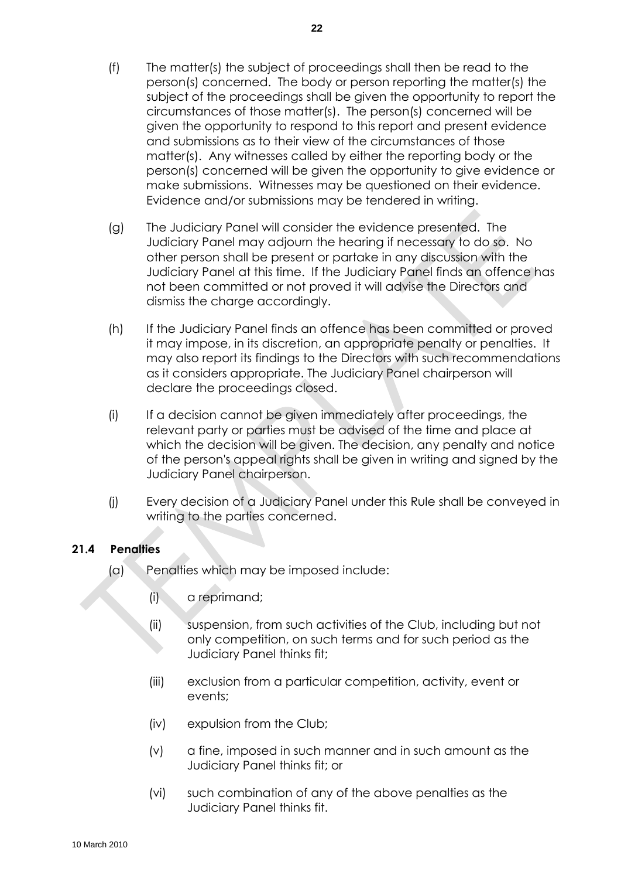(f) The matter(s) the subject of proceedings shall then be read to the person(s) concerned. The body or person reporting the matter(s) the subject of the proceedings shall be given the opportunity to report the circumstances of those matter(s). The person(s) concerned will be given the opportunity to respond to this report and present evidence and submissions as to their view of the circumstances of those matter(s). Any witnesses called by either the reporting body or the person(s) concerned will be given the opportunity to give evidence or make submissions. Witnesses may be questioned on their evidence. Evidence and/or submissions may be tendered in writing.

(g) The Judiciary Panel will consider the evidence presented. The Judiciary Panel may adjourn the hearing if necessary to do so. No other person shall be present or partake in any discussion with the Judiciary Panel at this time. If the Judiciary Panel finds an offence has not been committed or not proved it will advise the Directors and dismiss the charge accordingly.

(h) If the Judiciary Panel finds an offence has been committed or proved it may impose, in its discretion, an appropriate penalty or penalties. It may also report its findings to the Directors with such recommendations as it considers appropriate. The Judiciary Panel chairperson will declare the proceedings closed.

(i) If a decision cannot be given immediately after proceedings, the relevant party or parties must be advised of the time and place at which the decision will be given. The decision, any penalty and notice of the person's appeal rights shall be given in writing and signed by the Judiciary Panel chairperson.

(j) Every decision of a Judiciary Panel under this Rule shall be conveyed in writing to the parties concerned.

### 21.4 Penalties

(a) Penalties which may be imposed include:

  (i) a reprimand;

  (ii) suspension, from such activities of the Club, including but not only competition, on such terms and for such period as the Judiciary Panel thinks fit;

  (iii) exclusion from a particular competition, activity, event or events;

  (iv) expulsion from the Club;

  (v) a fine, imposed in such manner and in such amount as the Judiciary Panel thinks fit; or

  (vi) such combination of any of the above penalties as the Judiciary Panel thinks fit.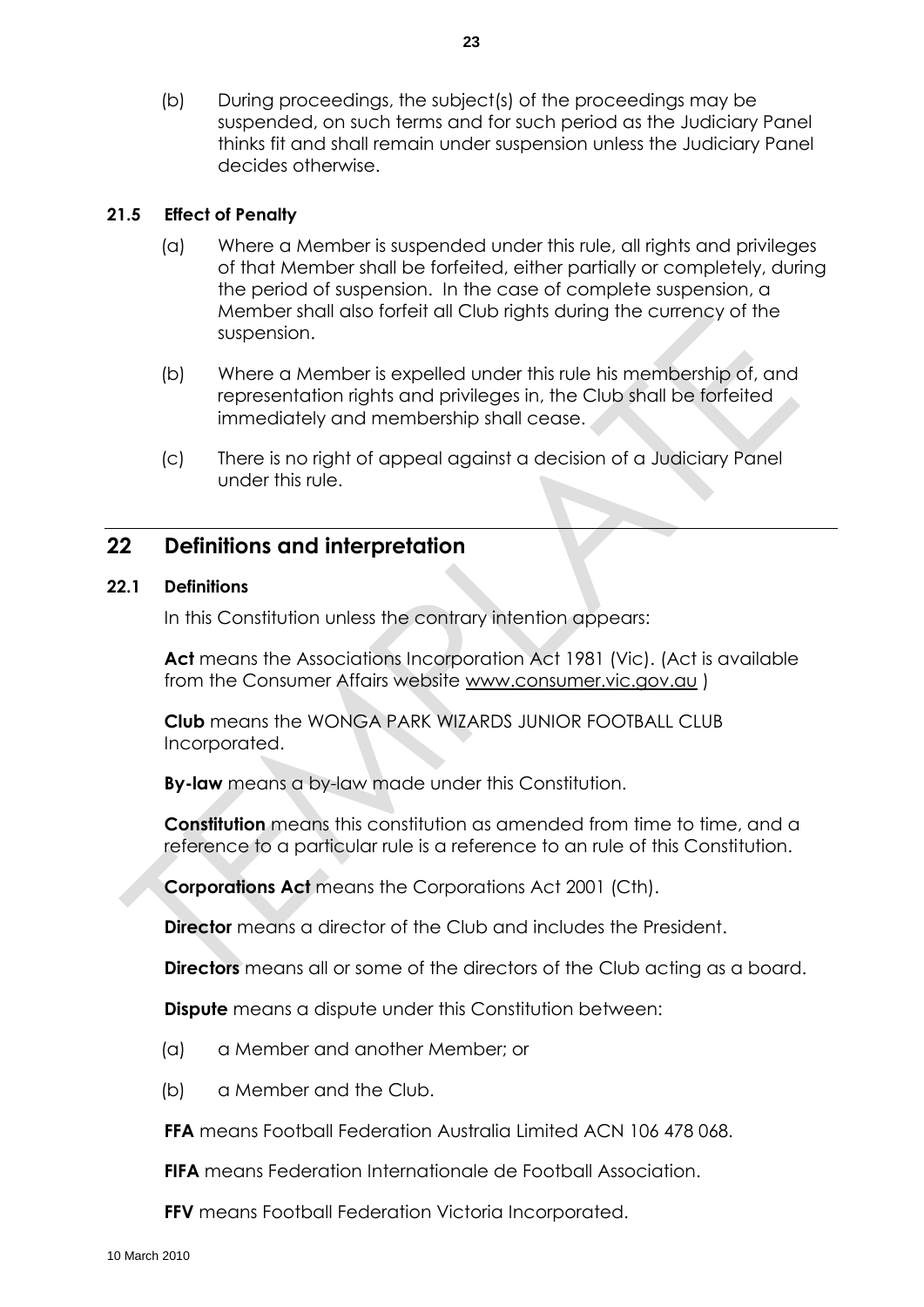(b) During proceedings, the subject(s) of the proceedings may be suspended, on such terms and for such period as the Judiciary Panel thinks fit and shall remain under suspension unless the Judiciary Panel decides otherwise.

### 21.5 Effect of Penalty

(a) Where a Member is suspended under this rule, all rights and privileges of that Member shall be forfeited, either partially or completely, during the period of suspension. In the case of complete suspension, a Member shall also forfeit all Club rights during the currency of the suspension.

(b) Where a Member is expelled under this rule his membership of, and representation rights and privileges in, the Club shall be forfeited immediately and membership shall cease.

(c) There is no right of appeal against a decision of a Judiciary Panel under this rule.

## 22 Definitions and interpretation

### 22.1 Definitions

In this Constitution unless the contrary intention appears:

**Act** means the Associations Incorporation Act 1981 (Vic). (Act is available from the Consumer Affairs website www.consumer.vic.gov.au )

**Club** means the WONGA PARK WIZARDS JUNIOR FOOTBALL CLUB Incorporated.

**By-law** means a by-law made under this Constitution.

**Constitution** means this constitution as amended from time to time, and a reference to a particular rule is a reference to an rule of this Constitution.

**Corporations Act** means the Corporations Act 2001 (Cth).

**Director** means a director of the Club and includes the President.

**Directors** means all or some of the directors of the Club acting as a board.

**Dispute** means a dispute under this Constitution between:

(a) a Member and another Member; or

(b) a Member and the Club.

**FFA** means Football Federation Australia Limited ACN 106 478 068.

**FIFA** means Federation Internationale de Football Association.

**FFV** means Football Federation Victoria Incorporated.

10 March 2010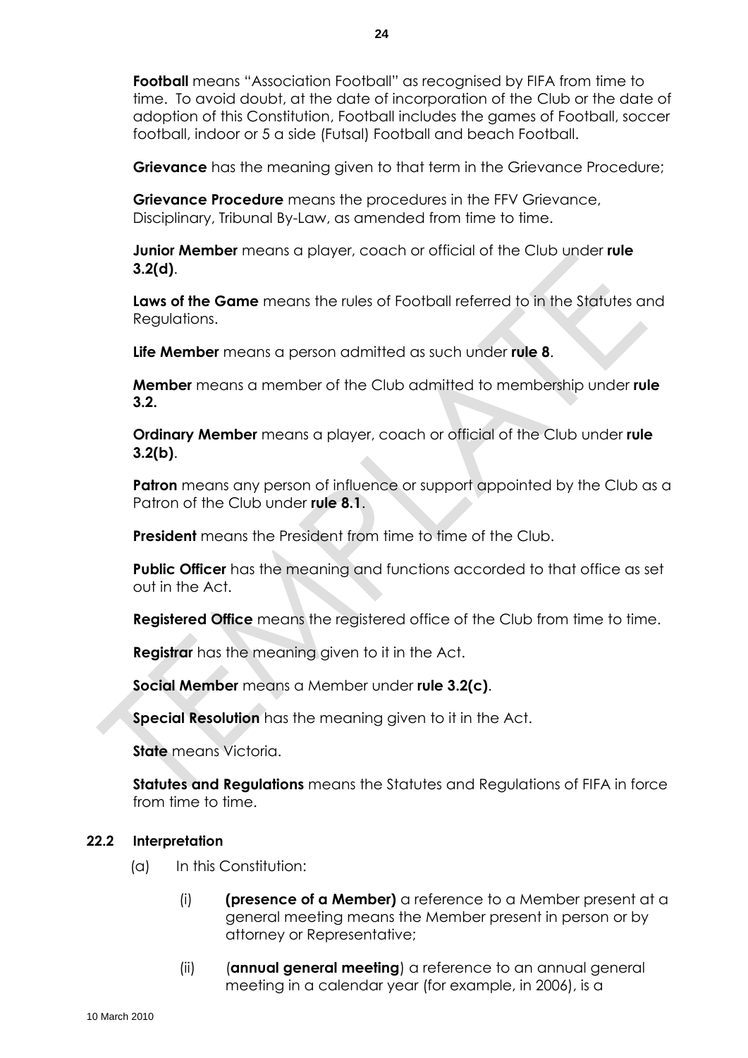**Football** means “Association Football” as recognised by FIFA from time to time. To avoid doubt, at the date of incorporation of the Club or the date of adoption of this Constitution, Football includes the games of Football, soccer football, indoor or 5 a side (Futsal) Football and beach Football.

**Grievance** has the meaning given to that term in the Grievance Procedure;

**Grievance Procedure** means the procedures in the FFV Grievance, Disciplinary, Tribunal By-Law, as amended from time to time.

**Junior Member** means a player, coach or official of the Club under **rule 3.2(d)**.

**Laws of the Game** means the rules of Football referred to in the Statutes and Regulations.

**Life Member** means a person admitted as such under **rule 8**.

**Member** means a member of the Club admitted to membership under **rule 3.2.**

**Ordinary Member** means a player, coach or official of the Club under **rule 3.2(b)**.

**Patron** means any person of influence or support appointed by the Club as a Patron of the Club under **rule 8.1**.

**President** means the President from time to time of the Club.

**Public Officer** has the meaning and functions accorded to that office as set out in the Act.

**Registered Office** means the registered office of the Club from time to time.

**Registrar** has the meaning given to it in the Act.

**Social Member** means a Member under **rule 3.2(c)**.

**Special Resolution** has the meaning given to it in the Act.

**State** means Victoria.

**Statutes and Regulations** means the Statutes and Regulations of FIFA in force from time to time.

### 22.2 Interpretation

(a) In this Constitution:

(i) **(presence of a Member)** a reference to a Member present at a general meeting means the Member present in person or by attorney or Representative;

(ii) (**annual general meeting**) a reference to an annual general meeting in a calendar year (for example, in 2006), is a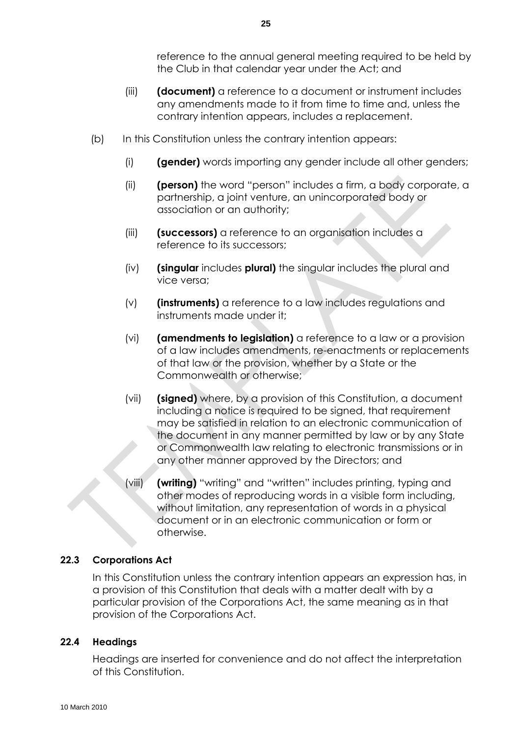reference to the annual general meeting required to be held by the Club in that calendar year under the Act; and

(iii) **(document)** a reference to a document or instrument includes any amendments made to it from time to time and, unless the contrary intention appears, includes a replacement.

(b) In this Constitution unless the contrary intention appears:

(i) **(gender)** words importing any gender include all other genders;

(ii) **(person)** the word "person" includes a firm, a body corporate, a partnership, a joint venture, an unincorporated body or association or an authority;

(iii) **(successors)** a reference to an organisation includes a reference to its successors;

(iv) **(singular** includes **plural)** the singular includes the plural and vice versa;

(v) **(instruments)** a reference to a law includes regulations and instruments made under it;

(vi) **(amendments to legislation)** a reference to a law or a provision of a law includes amendments, re-enactments or replacements of that law or the provision, whether by a State or the Commonwealth or otherwise;

(vii) **(signed)** where, by a provision of this Constitution, a document including a notice is required to be signed, that requirement may be satisfied in relation to an electronic communication of the document in any manner permitted by law or by any State or Commonwealth law relating to electronic transmissions or in any other manner approved by the Directors; and

(viii) **(writing)** "writing" and "written" includes printing, typing and other modes of reproducing words in a visible form including, without limitation, any representation of words in a physical document or in an electronic communication or form or otherwise.

### 22.3 Corporations Act

In this Constitution unless the contrary intention appears an expression has, in a provision of this Constitution that deals with a matter dealt with by a particular provision of the Corporations Act, the same meaning as in that provision of the Corporations Act.

### 22.4 Headings

Headings are inserted for convenience and do not affect the interpretation of this Constitution.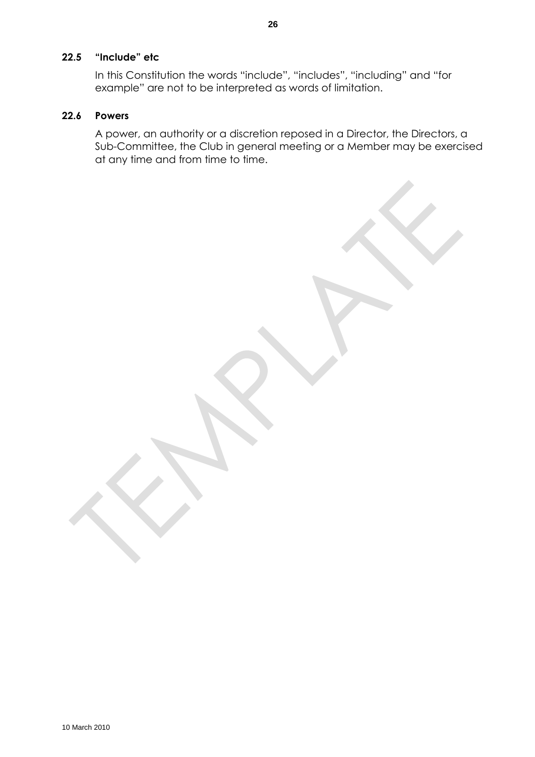### 22.5 "Include" etc

In this Constitution the words "include", "includes", "including" and "for example" are not to be interpreted as words of limitation.

### 22.6 Powers

A power, an authority or a discretion reposed in a Director, the Directors, a Sub-Committee, the Club in general meeting or a Member may be exercised at any time and from time to time.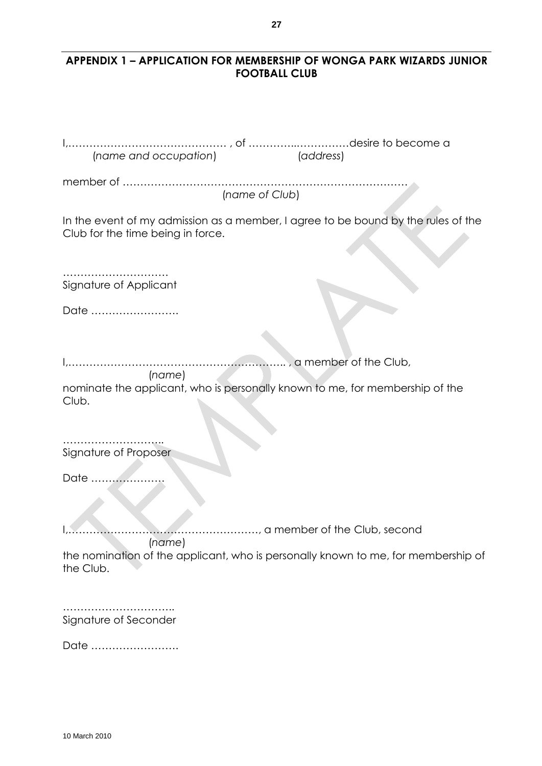## APPENDIX 1 – APPLICATION FOR MEMBERSHIP OF WONGA PARK WIZARDS JUNIOR FOOTBALL CLUB

I,……………………………………… , of …………..……………desire to become a
(*name and occupation*) (*address*)

member of ……………………………………………………………………
(*name of Club*)

In the event of my admission as a member, I agree to be bound by the rules of the Club for the time being in force.

…………………………
Signature of Applicant

Date …………………….

I,…………………………………………………….. , a member of the Club,
(*name*)
nominate the applicant, who is personally known to me, for membership of the Club.

………………………..
Signature of Proposer

Date …………………

I,………………………………………………, a member of the Club, second
(*name*)
the nomination of the applicant, who is personally known to me, for membership of the Club.

…………………………..
Signature of Seconder

Date …………………….

10 March 2010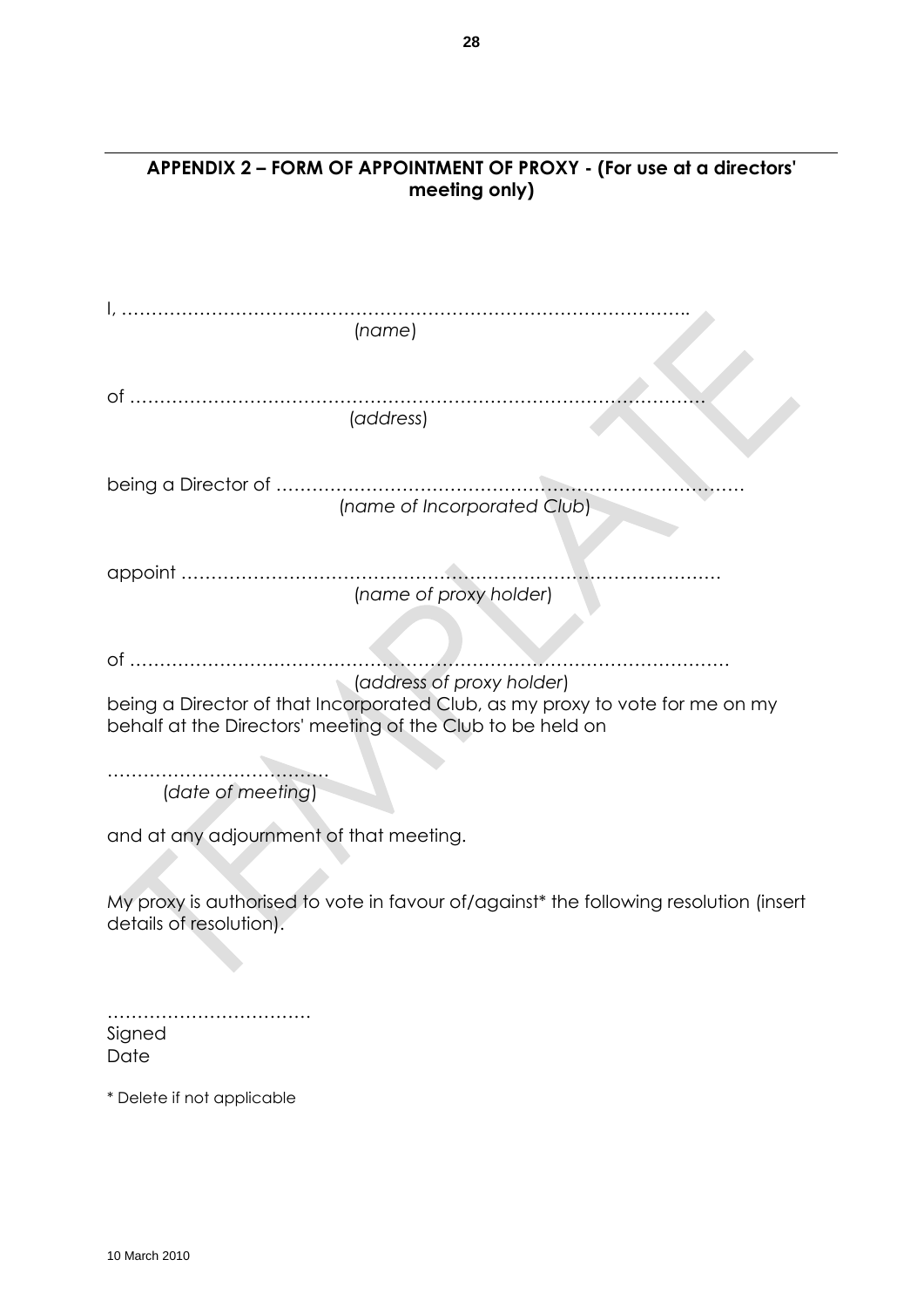## APPENDIX 2 – FORM OF APPOINTMENT OF PROXY - (For use at a directors' meeting only)

I, ………………………………………………………………………………..
(*name*)

of ………………………………………………………………………………
(*address*)

being a Director of ……………………………………………………………….
(*name of Incorporated Club*)

appoint ……………………………………………………………………………
(*name of proxy holder*)

of …………………………………………………………………………………
(*address of proxy holder*)
being a Director of that Incorporated Club, as my proxy to vote for me on my behalf at the Directors' meeting of the Club to be held on

………………………………
(*date of meeting*)

and at any adjournment of that meeting.

My proxy is authorised to vote in favour of/against* the following resolution (insert details of resolution).

…………………………….
Signed
Date

* Delete if not applicable

TEMPLATE

10 March 2010